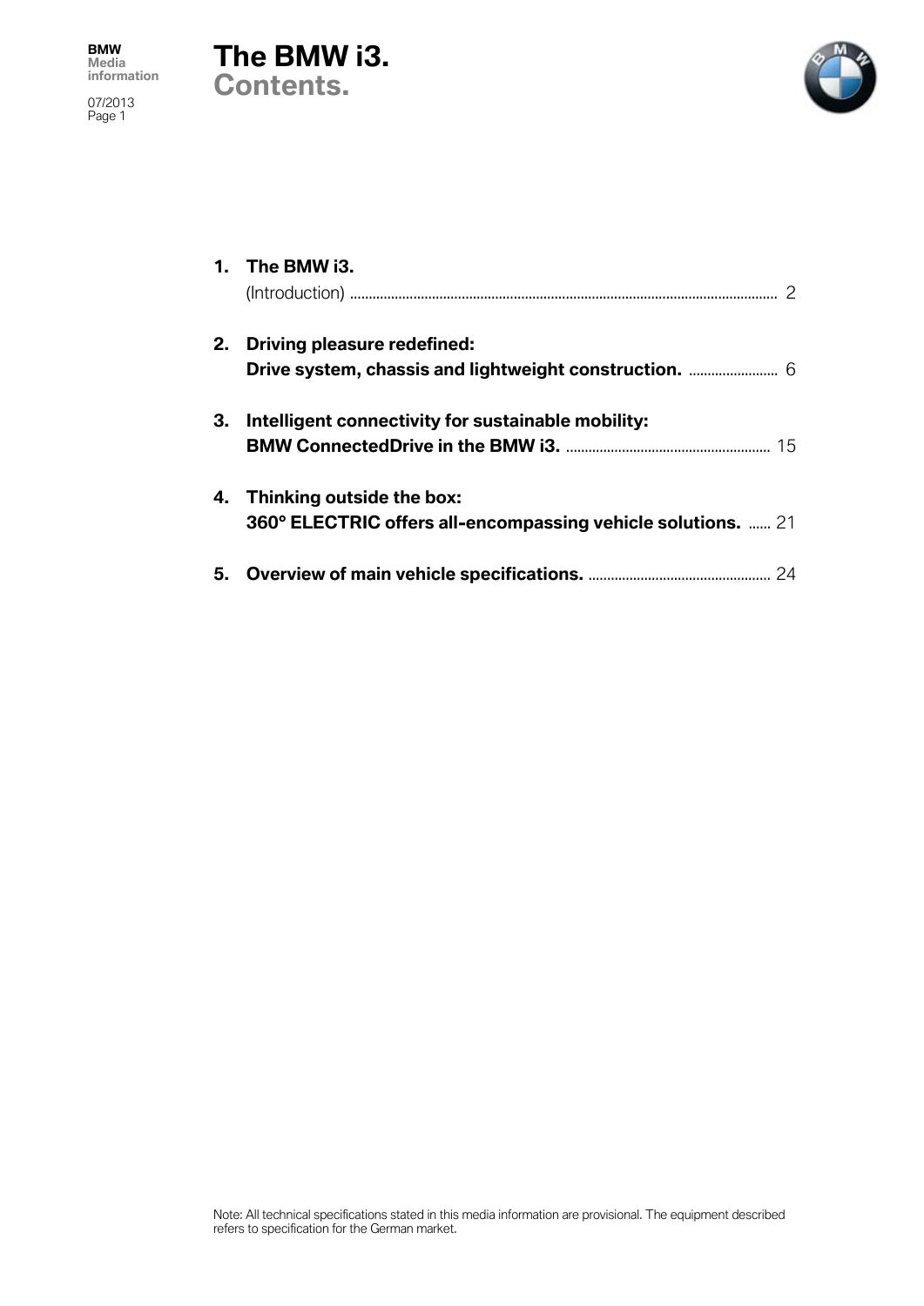# The BMW i3.

## Contents.

1. **The BMW i3.**
   (Introduction) .................................................................................................................. 2

2. **Driving pleasure redefined:**
   **Drive system, chassis and lightweight construction.** ........................ 6

3. **Intelligent connectivity for sustainable mobility:**
   **BMW ConnectedDrive in the BMW i3.** ...................................................... 15

4. **Thinking outside the box:**
   **360° ELECTRIC offers all-encompassing vehicle solutions.** ...... 21

5. **Overview of main vehicle specifications.** ................................................ 24

Note: All technical specifications stated in this media information are provisional. The equipment described refers to specification for the German market.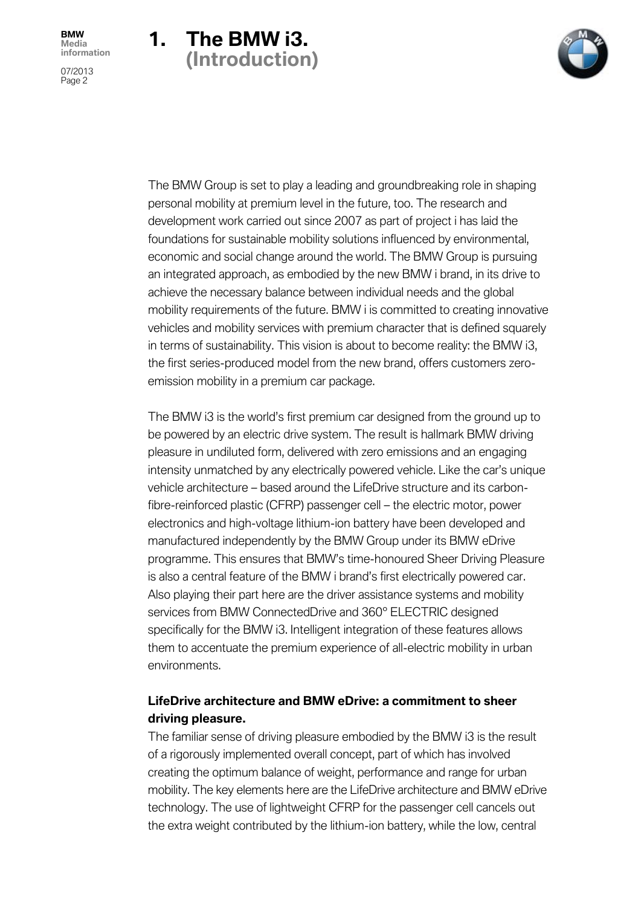# 1. The BMW i3. (Introduction)

The BMW Group is set to play a leading and groundbreaking role in shaping personal mobility at premium level in the future, too. The research and development work carried out since 2007 as part of project i has laid the foundations for sustainable mobility solutions influenced by environmental, economic and social change around the world. The BMW Group is pursuing an integrated approach, as embodied by the new BMW i brand, in its drive to achieve the necessary balance between individual needs and the global mobility requirements of the future. BMW i is committed to creating innovative vehicles and mobility services with premium character that is defined squarely in terms of sustainability. This vision is about to become reality: the BMW i3, the first series-produced model from the new brand, offers customers zero-emission mobility in a premium car package.

The BMW i3 is the world's first premium car designed from the ground up to be powered by an electric drive system. The result is hallmark BMW driving pleasure in undiluted form, delivered with zero emissions and an engaging intensity unmatched by any electrically powered vehicle. Like the car's unique vehicle architecture – based around the LifeDrive structure and its carbon-fibre-reinforced plastic (CFRP) passenger cell – the electric motor, power electronics and high-voltage lithium-ion battery have been developed and manufactured independently by the BMW Group under its BMW eDrive programme. This ensures that BMW's time-honoured Sheer Driving Pleasure is also a central feature of the BMW i brand's first electrically powered car. Also playing their part here are the driver assistance systems and mobility services from BMW ConnectedDrive and 360° ELECTRIC designed specifically for the BMW i3. Intelligent integration of these features allows them to accentuate the premium experience of all-electric mobility in urban environments.

**LifeDrive architecture and BMW eDrive: a commitment to sheer driving pleasure.**

The familiar sense of driving pleasure embodied by the BMW i3 is the result of a rigorously implemented overall concept, part of which has involved creating the optimum balance of weight, performance and range for urban mobility. The key elements here are the LifeDrive architecture and BMW eDrive technology. The use of lightweight CFRP for the passenger cell cancels out the extra weight contributed by the lithium-ion battery, while the low, central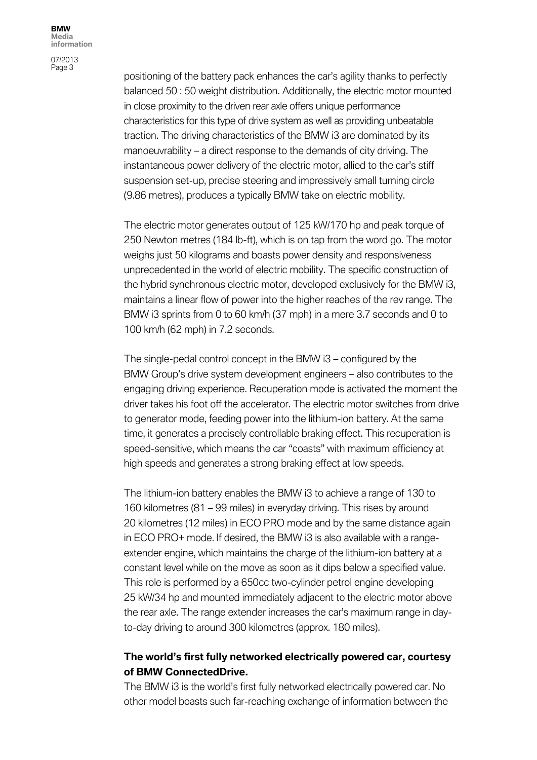positioning of the battery pack enhances the car's agility thanks to perfectly balanced 50 : 50 weight distribution. Additionally, the electric motor mounted in close proximity to the driven rear axle offers unique performance characteristics for this type of drive system as well as providing unbeatable traction. The driving characteristics of the BMW i3 are dominated by its manoeuvrability – a direct response to the demands of city driving. The instantaneous power delivery of the electric motor, allied to the car's stiff suspension set-up, precise steering and impressively small turning circle (9.86 metres), produces a typically BMW take on electric mobility.

The electric motor generates output of 125 kW/170 hp and peak torque of 250 Newton metres (184 lb-ft), which is on tap from the word go. The motor weighs just 50 kilograms and boasts power density and responsiveness unprecedented in the world of electric mobility. The specific construction of the hybrid synchronous electric motor, developed exclusively for the BMW i3, maintains a linear flow of power into the higher reaches of the rev range. The BMW i3 sprints from 0 to 60 km/h (37 mph) in a mere 3.7 seconds and 0 to 100 km/h (62 mph) in 7.2 seconds.

The single-pedal control concept in the BMW i3 – configured by the BMW Group's drive system development engineers – also contributes to the engaging driving experience. Recuperation mode is activated the moment the driver takes his foot off the accelerator. The electric motor switches from drive to generator mode, feeding power into the lithium-ion battery. At the same time, it generates a precisely controllable braking effect. This recuperation is speed-sensitive, which means the car "coasts" with maximum efficiency at high speeds and generates a strong braking effect at low speeds.

The lithium-ion battery enables the BMW i3 to achieve a range of 130 to 160 kilometres (81 – 99 miles) in everyday driving. This rises by around 20 kilometres (12 miles) in ECO PRO mode and by the same distance again in ECO PRO+ mode. If desired, the BMW i3 is also available with a range-extender engine, which maintains the charge of the lithium-ion battery at a constant level while on the move as soon as it dips below a specified value. This role is performed by a 650cc two-cylinder petrol engine developing 25 kW/34 hp and mounted immediately adjacent to the electric motor above the rear axle. The range extender increases the car's maximum range in day-to-day driving to around 300 kilometres (approx. 180 miles).

**The world's first fully networked electrically powered car, courtesy of BMW ConnectedDrive.**

The BMW i3 is the world's first fully networked electrically powered car. No other model boasts such far-reaching exchange of information between the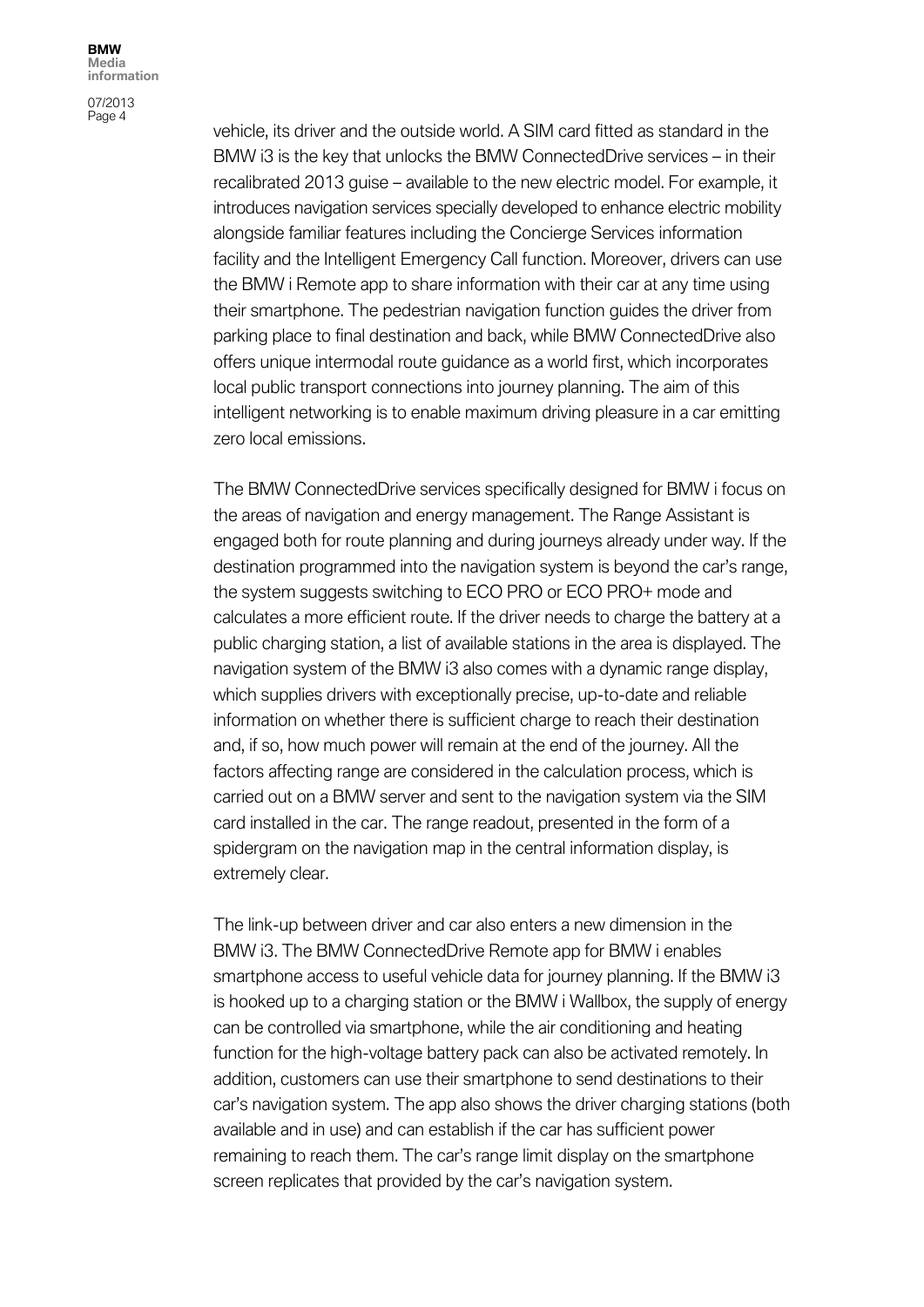vehicle, its driver and the outside world. A SIM card fitted as standard in the BMW i3 is the key that unlocks the BMW ConnectedDrive services – in their recalibrated 2013 guise – available to the new electric model. For example, it introduces navigation services specially developed to enhance electric mobility alongside familiar features including the Concierge Services information facility and the Intelligent Emergency Call function. Moreover, drivers can use the BMW i Remote app to share information with their car at any time using their smartphone. The pedestrian navigation function guides the driver from parking place to final destination and back, while BMW ConnectedDrive also offers unique intermodal route guidance as a world first, which incorporates local public transport connections into journey planning. The aim of this intelligent networking is to enable maximum driving pleasure in a car emitting zero local emissions.

The BMW ConnectedDrive services specifically designed for BMW i focus on the areas of navigation and energy management. The Range Assistant is engaged both for route planning and during journeys already under way. If the destination programmed into the navigation system is beyond the car's range, the system suggests switching to ECO PRO or ECO PRO+ mode and calculates a more efficient route. If the driver needs to charge the battery at a public charging station, a list of available stations in the area is displayed. The navigation system of the BMW i3 also comes with a dynamic range display, which supplies drivers with exceptionally precise, up-to-date and reliable information on whether there is sufficient charge to reach their destination and, if so, how much power will remain at the end of the journey. All the factors affecting range are considered in the calculation process, which is carried out on a BMW server and sent to the navigation system via the SIM card installed in the car. The range readout, presented in the form of a spidergram on the navigation map in the central information display, is extremely clear.

The link-up between driver and car also enters a new dimension in the BMW i3. The BMW ConnectedDrive Remote app for BMW i enables smartphone access to useful vehicle data for journey planning. If the BMW i3 is hooked up to a charging station or the BMW i Wallbox, the supply of energy can be controlled via smartphone, while the air conditioning and heating function for the high-voltage battery pack can also be activated remotely. In addition, customers can use their smartphone to send destinations to their car's navigation system. The app also shows the driver charging stations (both available and in use) and can establish if the car has sufficient power remaining to reach them. The car's range limit display on the smartphone screen replicates that provided by the car's navigation system.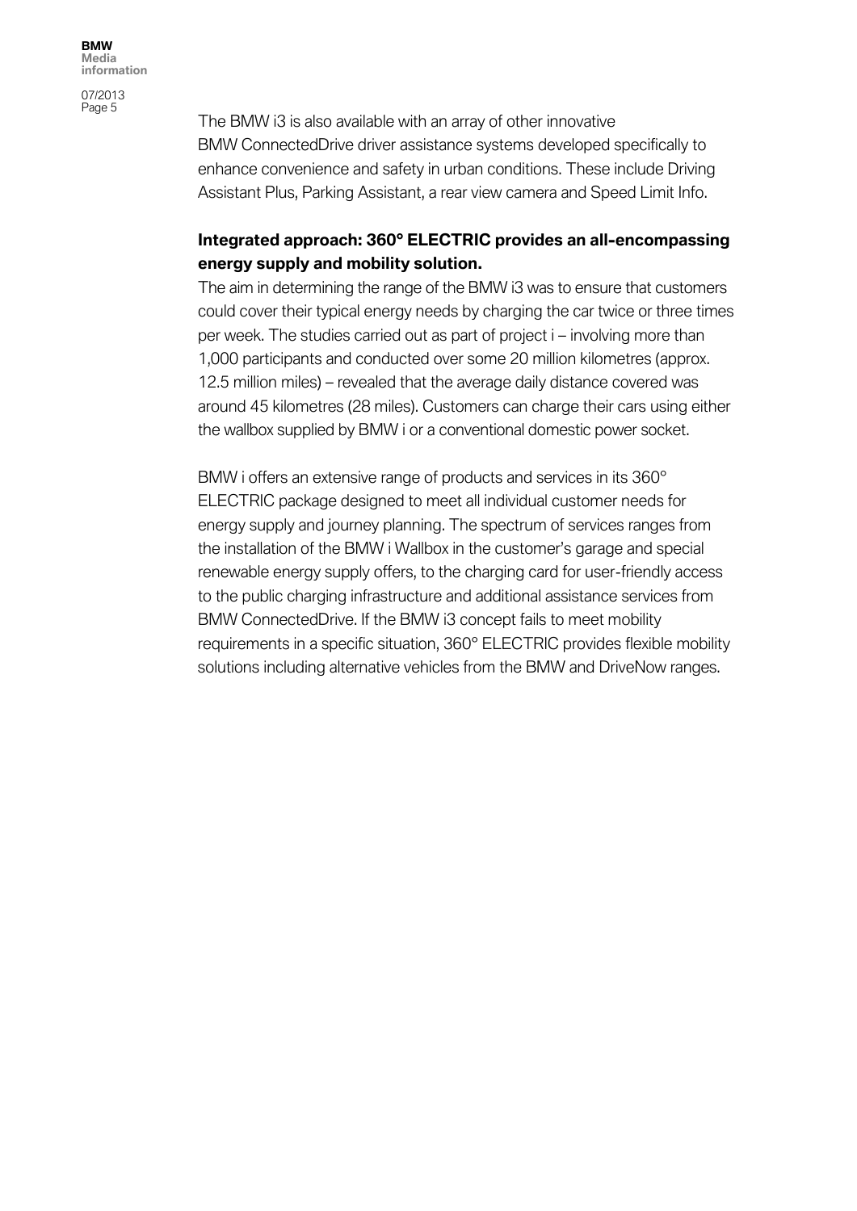The BMW i3 is also available with an array of other innovative BMW ConnectedDrive driver assistance systems developed specifically to enhance convenience and safety in urban conditions. These include Driving Assistant Plus, Parking Assistant, a rear view camera and Speed Limit Info.

**Integrated approach: 360° ELECTRIC provides an all-encompassing energy supply and mobility solution.**

The aim in determining the range of the BMW i3 was to ensure that customers could cover their typical energy needs by charging the car twice or three times per week. The studies carried out as part of project i – involving more than 1,000 participants and conducted over some 20 million kilometres (approx. 12.5 million miles) – revealed that the average daily distance covered was around 45 kilometres (28 miles). Customers can charge their cars using either the wallbox supplied by BMW i or a conventional domestic power socket.

BMW i offers an extensive range of products and services in its 360° ELECTRIC package designed to meet all individual customer needs for energy supply and journey planning. The spectrum of services ranges from the installation of the BMW i Wallbox in the customer's garage and special renewable energy supply offers, to the charging card for user-friendly access to the public charging infrastructure and additional assistance services from BMW ConnectedDrive. If the BMW i3 concept fails to meet mobility requirements in a specific situation, 360° ELECTRIC provides flexible mobility solutions including alternative vehicles from the BMW and DriveNow ranges.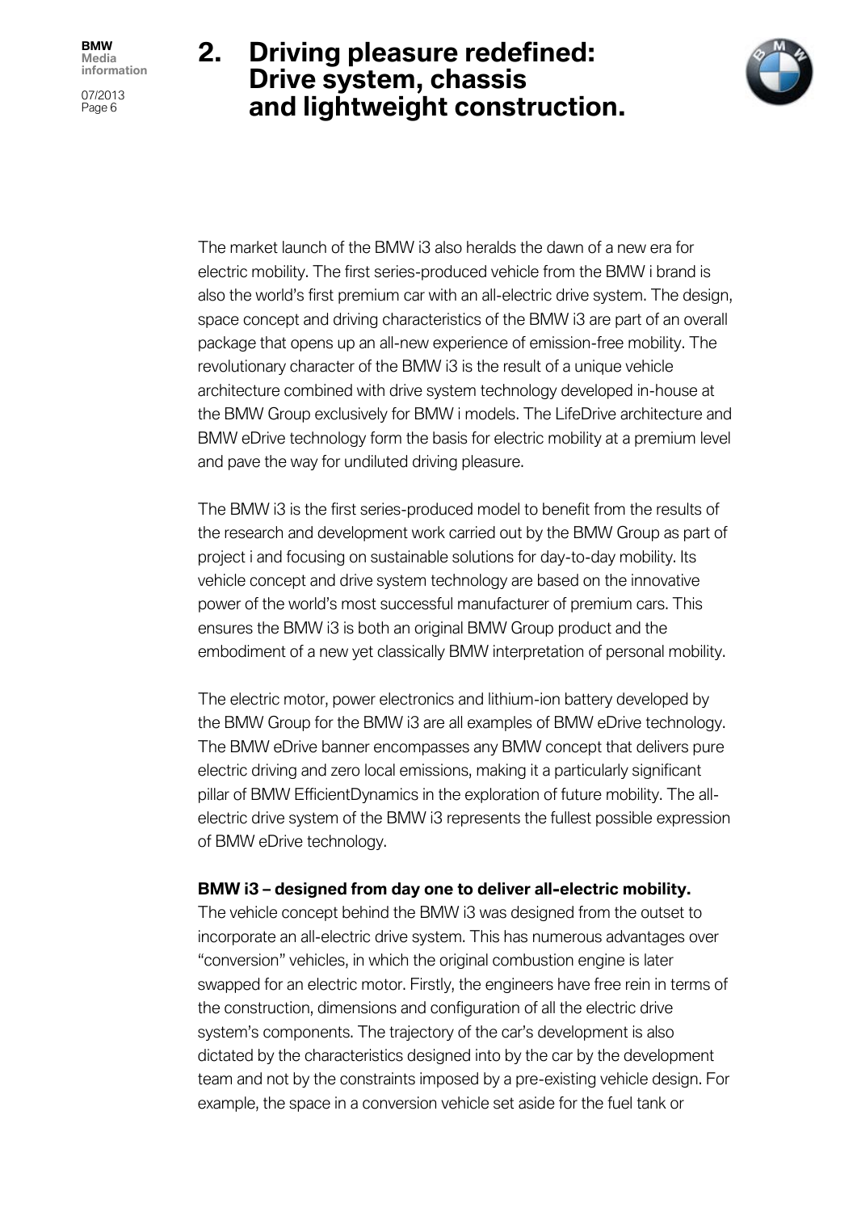## 2. Driving pleasure redefined: Drive system, chassis and lightweight construction.

The market launch of the BMW i3 also heralds the dawn of a new era for electric mobility. The first series-produced vehicle from the BMW i brand is also the world's first premium car with an all-electric drive system. The design, space concept and driving characteristics of the BMW i3 are part of an overall package that opens up an all-new experience of emission-free mobility. The revolutionary character of the BMW i3 is the result of a unique vehicle architecture combined with drive system technology developed in-house at the BMW Group exclusively for BMW i models. The LifeDrive architecture and BMW eDrive technology form the basis for electric mobility at a premium level and pave the way for undiluted driving pleasure.

The BMW i3 is the first series-produced model to benefit from the results of the research and development work carried out by the BMW Group as part of project i and focusing on sustainable solutions for day-to-day mobility. Its vehicle concept and drive system technology are based on the innovative power of the world's most successful manufacturer of premium cars. This ensures the BMW i3 is both an original BMW Group product and the embodiment of a new yet classically BMW interpretation of personal mobility.

The electric motor, power electronics and lithium-ion battery developed by the BMW Group for the BMW i3 are all examples of BMW eDrive technology. The BMW eDrive banner encompasses any BMW concept that delivers pure electric driving and zero local emissions, making it a particularly significant pillar of BMW EfficientDynamics in the exploration of future mobility. The all-electric drive system of the BMW i3 represents the fullest possible expression of BMW eDrive technology.

**BMW i3 – designed from day one to deliver all-electric mobility.**
The vehicle concept behind the BMW i3 was designed from the outset to incorporate an all-electric drive system. This has numerous advantages over "conversion" vehicles, in which the original combustion engine is later swapped for an electric motor. Firstly, the engineers have free rein in terms of the construction, dimensions and configuration of all the electric drive system's components. The trajectory of the car's development is also dictated by the characteristics designed into by the car by the development team and not by the constraints imposed by a pre-existing vehicle design. For example, the space in a conversion vehicle set aside for the fuel tank or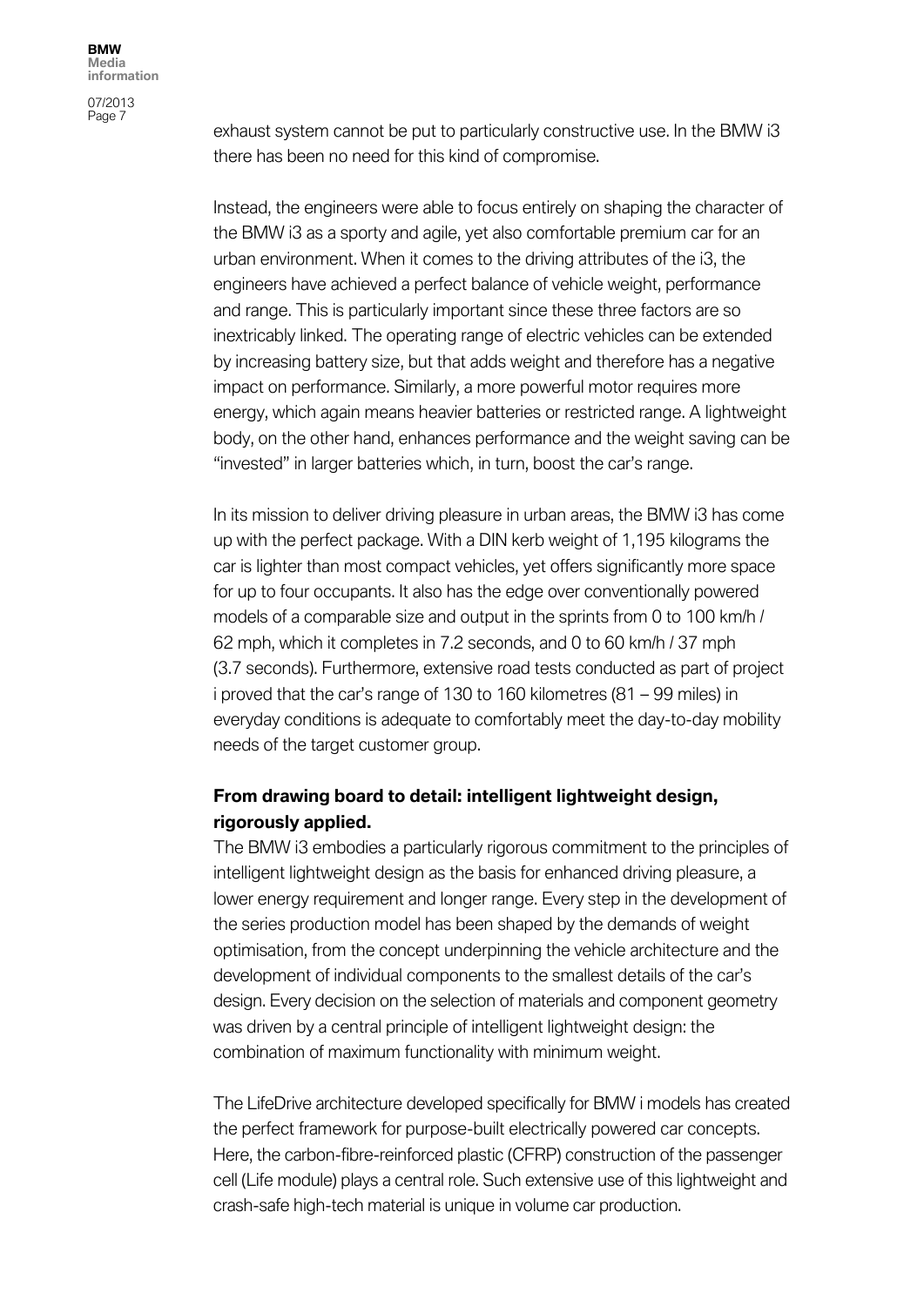exhaust system cannot be put to particularly constructive use. In the BMW i3 there has been no need for this kind of compromise.

Instead, the engineers were able to focus entirely on shaping the character of the BMW i3 as a sporty and agile, yet also comfortable premium car for an urban environment. When it comes to the driving attributes of the i3, the engineers have achieved a perfect balance of vehicle weight, performance and range. This is particularly important since these three factors are so inextricably linked. The operating range of electric vehicles can be extended by increasing battery size, but that adds weight and therefore has a negative impact on performance. Similarly, a more powerful motor requires more energy, which again means heavier batteries or restricted range. A lightweight body, on the other hand, enhances performance and the weight saving can be "invested" in larger batteries which, in turn, boost the car's range.

In its mission to deliver driving pleasure in urban areas, the BMW i3 has come up with the perfect package. With a DIN kerb weight of 1,195 kilograms the car is lighter than most compact vehicles, yet offers significantly more space for up to four occupants. It also has the edge over conventionally powered models of a comparable size and output in the sprints from 0 to 100 km/h / 62 mph, which it completes in 7.2 seconds, and 0 to 60 km/h / 37 mph (3.7 seconds). Furthermore, extensive road tests conducted as part of project i proved that the car's range of 130 to 160 kilometres (81 – 99 miles) in everyday conditions is adequate to comfortably meet the day-to-day mobility needs of the target customer group.

**From drawing board to detail: intelligent lightweight design, rigorously applied.**

The BMW i3 embodies a particularly rigorous commitment to the principles of intelligent lightweight design as the basis for enhanced driving pleasure, a lower energy requirement and longer range. Every step in the development of the series production model has been shaped by the demands of weight optimisation, from the concept underpinning the vehicle architecture and the development of individual components to the smallest details of the car's design. Every decision on the selection of materials and component geometry was driven by a central principle of intelligent lightweight design: the combination of maximum functionality with minimum weight.

The LifeDrive architecture developed specifically for BMW i models has created the perfect framework for purpose-built electrically powered car concepts. Here, the carbon-fibre-reinforced plastic (CFRP) construction of the passenger cell (Life module) plays a central role. Such extensive use of this lightweight and crash-safe high-tech material is unique in volume car production.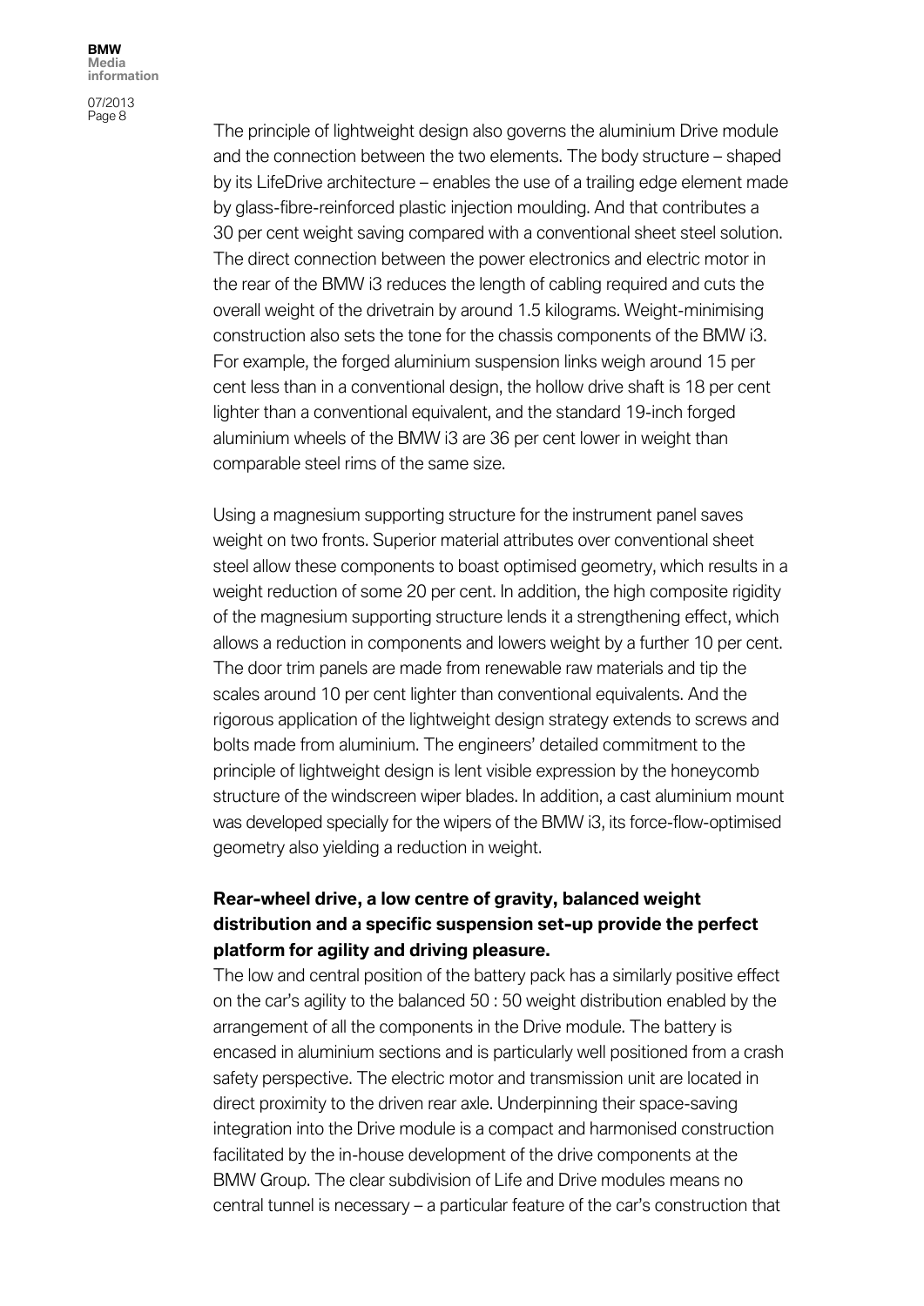The principle of lightweight design also governs the aluminium Drive module and the connection between the two elements. The body structure – shaped by its LifeDrive architecture – enables the use of a trailing edge element made by glass-fibre-reinforced plastic injection moulding. And that contributes a 30 per cent weight saving compared with a conventional sheet steel solution. The direct connection between the power electronics and electric motor in the rear of the BMW i3 reduces the length of cabling required and cuts the overall weight of the drivetrain by around 1.5 kilograms. Weight-minimising construction also sets the tone for the chassis components of the BMW i3. For example, the forged aluminium suspension links weigh around 15 per cent less than in a conventional design, the hollow drive shaft is 18 per cent lighter than a conventional equivalent, and the standard 19-inch forged aluminium wheels of the BMW i3 are 36 per cent lower in weight than comparable steel rims of the same size.

Using a magnesium supporting structure for the instrument panel saves weight on two fronts. Superior material attributes over conventional sheet steel allow these components to boast optimised geometry, which results in a weight reduction of some 20 per cent. In addition, the high composite rigidity of the magnesium supporting structure lends it a strengthening effect, which allows a reduction in components and lowers weight by a further 10 per cent. The door trim panels are made from renewable raw materials and tip the scales around 10 per cent lighter than conventional equivalents. And the rigorous application of the lightweight design strategy extends to screws and bolts made from aluminium. The engineers' detailed commitment to the principle of lightweight design is lent visible expression by the honeycomb structure of the windscreen wiper blades. In addition, a cast aluminium mount was developed specially for the wipers of the BMW i3, its force-flow-optimised geometry also yielding a reduction in weight.

**Rear-wheel drive, a low centre of gravity, balanced weight distribution and a specific suspension set-up provide the perfect platform for agility and driving pleasure.**

The low and central position of the battery pack has a similarly positive effect on the car's agility to the balanced 50 : 50 weight distribution enabled by the arrangement of all the components in the Drive module. The battery is encased in aluminium sections and is particularly well positioned from a crash safety perspective. The electric motor and transmission unit are located in direct proximity to the driven rear axle. Underpinning their space-saving integration into the Drive module is a compact and harmonised construction facilitated by the in-house development of the drive components at the BMW Group. The clear subdivision of Life and Drive modules means no central tunnel is necessary – a particular feature of the car's construction that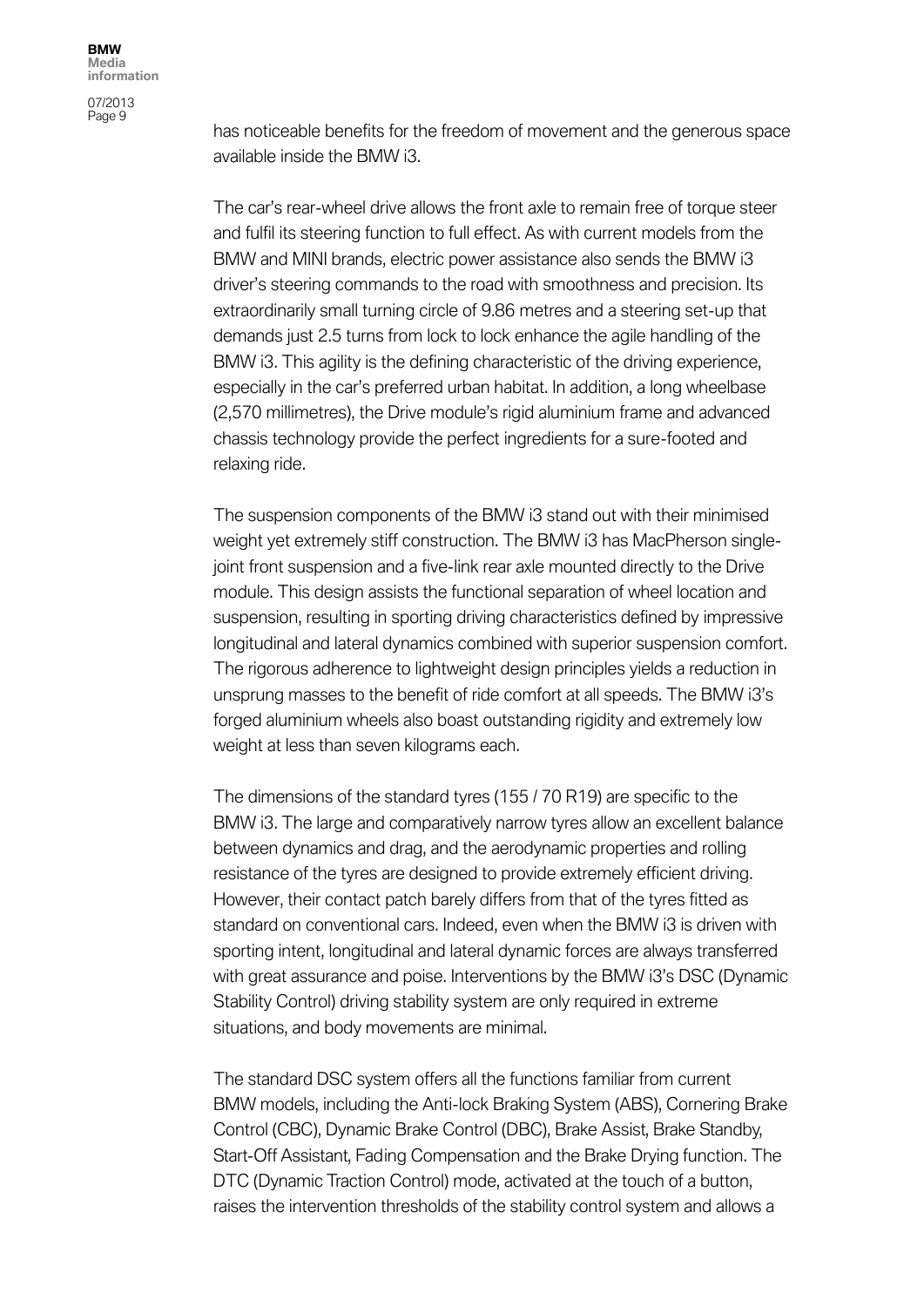has noticeable benefits for the freedom of movement and the generous space available inside the BMW i3.

The car's rear-wheel drive allows the front axle to remain free of torque steer and fulfil its steering function to full effect. As with current models from the BMW and MINI brands, electric power assistance also sends the BMW i3 driver's steering commands to the road with smoothness and precision. Its extraordinarily small turning circle of 9.86 metres and a steering set-up that demands just 2.5 turns from lock to lock enhance the agile handling of the BMW i3. This agility is the defining characteristic of the driving experience, especially in the car's preferred urban habitat. In addition, a long wheelbase (2,570 millimetres), the Drive module's rigid aluminium frame and advanced chassis technology provide the perfect ingredients for a sure-footed and relaxing ride.

The suspension components of the BMW i3 stand out with their minimised weight yet extremely stiff construction. The BMW i3 has MacPherson single-joint front suspension and a five-link rear axle mounted directly to the Drive module. This design assists the functional separation of wheel location and suspension, resulting in sporting driving characteristics defined by impressive longitudinal and lateral dynamics combined with superior suspension comfort. The rigorous adherence to lightweight design principles yields a reduction in unsprung masses to the benefit of ride comfort at all speeds. The BMW i3's forged aluminium wheels also boast outstanding rigidity and extremely low weight at less than seven kilograms each.

The dimensions of the standard tyres (155 / 70 R19) are specific to the BMW i3. The large and comparatively narrow tyres allow an excellent balance between dynamics and drag, and the aerodynamic properties and rolling resistance of the tyres are designed to provide extremely efficient driving. However, their contact patch barely differs from that of the tyres fitted as standard on conventional cars. Indeed, even when the BMW i3 is driven with sporting intent, longitudinal and lateral dynamic forces are always transferred with great assurance and poise. Interventions by the BMW i3's DSC (Dynamic Stability Control) driving stability system are only required in extreme situations, and body movements are minimal.

The standard DSC system offers all the functions familiar from current BMW models, including the Anti-lock Braking System (ABS), Cornering Brake Control (CBC), Dynamic Brake Control (DBC), Brake Assist, Brake Standby, Start-Off Assistant, Fading Compensation and the Brake Drying function. The DTC (Dynamic Traction Control) mode, activated at the touch of a button, raises the intervention thresholds of the stability control system and allows a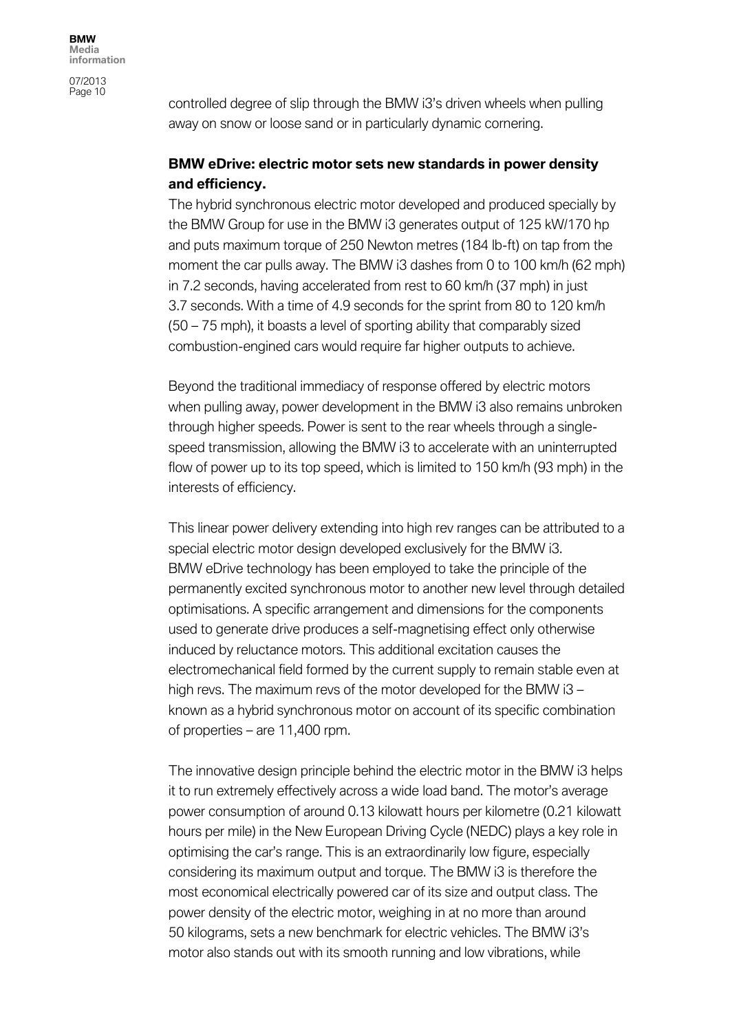controlled degree of slip through the BMW i3's driven wheels when pulling away on snow or loose sand or in particularly dynamic cornering.

**BMW eDrive: electric motor sets new standards in power density and efficiency.**

The hybrid synchronous electric motor developed and produced specially by the BMW Group for use in the BMW i3 generates output of 125 kW/170 hp and puts maximum torque of 250 Newton metres (184 lb-ft) on tap from the moment the car pulls away. The BMW i3 dashes from 0 to 100 km/h (62 mph) in 7.2 seconds, having accelerated from rest to 60 km/h (37 mph) in just 3.7 seconds. With a time of 4.9 seconds for the sprint from 80 to 120 km/h (50 – 75 mph), it boasts a level of sporting ability that comparably sized combustion-engined cars would require far higher outputs to achieve.

Beyond the traditional immediacy of response offered by electric motors when pulling away, power development in the BMW i3 also remains unbroken through higher speeds. Power is sent to the rear wheels through a single-speed transmission, allowing the BMW i3 to accelerate with an uninterrupted flow of power up to its top speed, which is limited to 150 km/h (93 mph) in the interests of efficiency.

This linear power delivery extending into high rev ranges can be attributed to a special electric motor design developed exclusively for the BMW i3. BMW eDrive technology has been employed to take the principle of the permanently excited synchronous motor to another new level through detailed optimisations. A specific arrangement and dimensions for the components used to generate drive produces a self-magnetising effect only otherwise induced by reluctance motors. This additional excitation causes the electromechanical field formed by the current supply to remain stable even at high revs. The maximum revs of the motor developed for the BMW i3 – known as a hybrid synchronous motor on account of its specific combination of properties – are 11,400 rpm.

The innovative design principle behind the electric motor in the BMW i3 helps it to run extremely effectively across a wide load band. The motor's average power consumption of around 0.13 kilowatt hours per kilometre (0.21 kilowatt hours per mile) in the New European Driving Cycle (NEDC) plays a key role in optimising the car's range. This is an extraordinarily low figure, especially considering its maximum output and torque. The BMW i3 is therefore the most economical electrically powered car of its size and output class. The power density of the electric motor, weighing in at no more than around 50 kilograms, sets a new benchmark for electric vehicles. The BMW i3's motor also stands out with its smooth running and low vibrations, while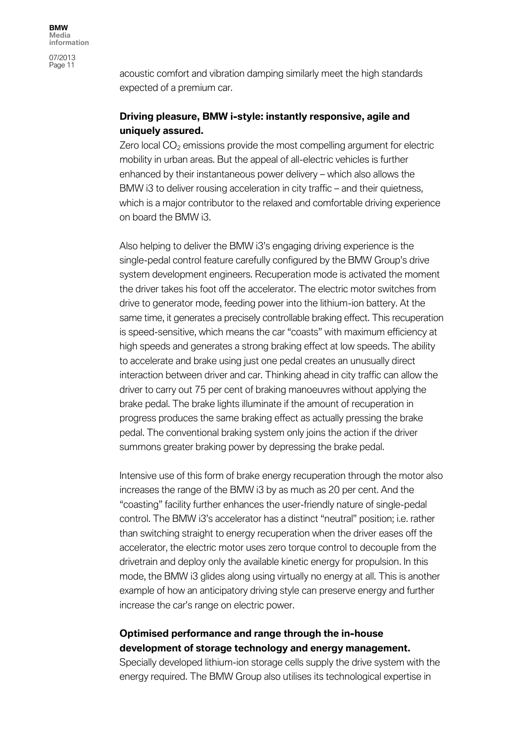acoustic comfort and vibration damping similarly meet the high standards expected of a premium car.

**Driving pleasure, BMW i-style: instantly responsive, agile and uniquely assured.**

Zero local $CO_2$ emissions provide the most compelling argument for electric mobility in urban areas. But the appeal of all-electric vehicles is further enhanced by their instantaneous power delivery – which also allows the BMW i3 to deliver rousing acceleration in city traffic – and their quietness, which is a major contributor to the relaxed and comfortable driving experience on board the BMW i3.

Also helping to deliver the BMW i3's engaging driving experience is the single-pedal control feature carefully configured by the BMW Group's drive system development engineers. Recuperation mode is activated the moment the driver takes his foot off the accelerator. The electric motor switches from drive to generator mode, feeding power into the lithium-ion battery. At the same time, it generates a precisely controllable braking effect. This recuperation is speed-sensitive, which means the car "coasts" with maximum efficiency at high speeds and generates a strong braking effect at low speeds. The ability to accelerate and brake using just one pedal creates an unusually direct interaction between driver and car. Thinking ahead in city traffic can allow the driver to carry out 75 per cent of braking manoeuvres without applying the brake pedal. The brake lights illuminate if the amount of recuperation in progress produces the same braking effect as actually pressing the brake pedal. The conventional braking system only joins the action if the driver summons greater braking power by depressing the brake pedal.

Intensive use of this form of brake energy recuperation through the motor also increases the range of the BMW i3 by as much as 20 per cent. And the "coasting" facility further enhances the user-friendly nature of single-pedal control. The BMW i3's accelerator has a distinct "neutral" position; i.e. rather than switching straight to energy recuperation when the driver eases off the accelerator, the electric motor uses zero torque control to decouple from the drivetrain and deploy only the available kinetic energy for propulsion. In this mode, the BMW i3 glides along using virtually no energy at all. This is another example of how an anticipatory driving style can preserve energy and further increase the car's range on electric power.

**Optimised performance and range through the in-house development of storage technology and energy management.**

Specially developed lithium-ion storage cells supply the drive system with the energy required. The BMW Group also utilises its technological expertise in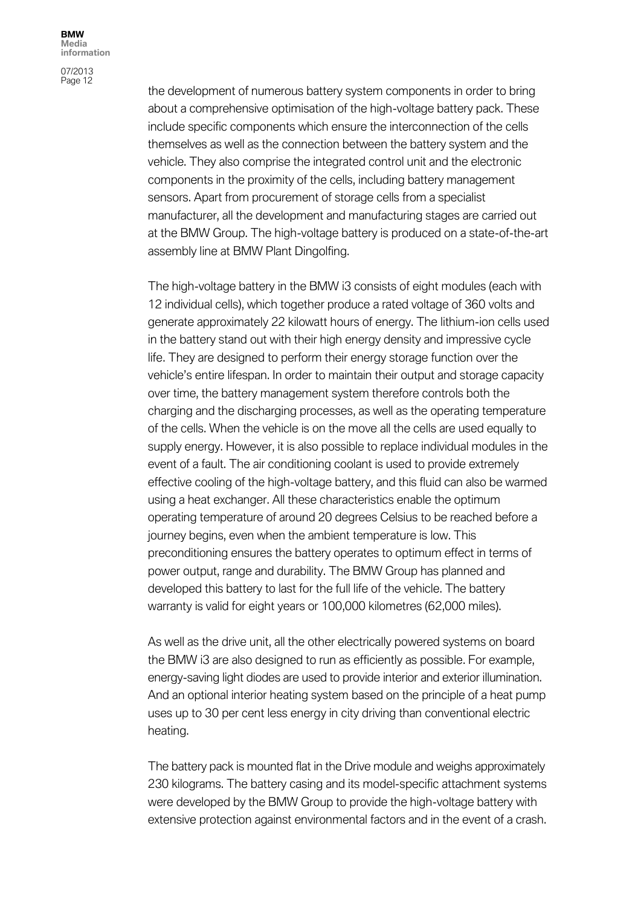the development of numerous battery system components in order to bring about a comprehensive optimisation of the high-voltage battery pack. These include specific components which ensure the interconnection of the cells themselves as well as the connection between the battery system and the vehicle. They also comprise the integrated control unit and the electronic components in the proximity of the cells, including battery management sensors. Apart from procurement of storage cells from a specialist manufacturer, all the development and manufacturing stages are carried out at the BMW Group. The high-voltage battery is produced on a state-of-the-art assembly line at BMW Plant Dingolfing.

The high-voltage battery in the BMW i3 consists of eight modules (each with 12 individual cells), which together produce a rated voltage of 360 volts and generate approximately 22 kilowatt hours of energy. The lithium-ion cells used in the battery stand out with their high energy density and impressive cycle life. They are designed to perform their energy storage function over the vehicle's entire lifespan. In order to maintain their output and storage capacity over time, the battery management system therefore controls both the charging and the discharging processes, as well as the operating temperature of the cells. When the vehicle is on the move all the cells are used equally to supply energy. However, it is also possible to replace individual modules in the event of a fault. The air conditioning coolant is used to provide extremely effective cooling of the high-voltage battery, and this fluid can also be warmed using a heat exchanger. All these characteristics enable the optimum operating temperature of around 20 degrees Celsius to be reached before a journey begins, even when the ambient temperature is low. This preconditioning ensures the battery operates to optimum effect in terms of power output, range and durability. The BMW Group has planned and developed this battery to last for the full life of the vehicle. The battery warranty is valid for eight years or 100,000 kilometres (62,000 miles).

As well as the drive unit, all the other electrically powered systems on board the BMW i3 are also designed to run as efficiently as possible. For example, energy-saving light diodes are used to provide interior and exterior illumination. And an optional interior heating system based on the principle of a heat pump uses up to 30 per cent less energy in city driving than conventional electric heating.

The battery pack is mounted flat in the Drive module and weighs approximately 230 kilograms. The battery casing and its model-specific attachment systems were developed by the BMW Group to provide the high-voltage battery with extensive protection against environmental factors and in the event of a crash.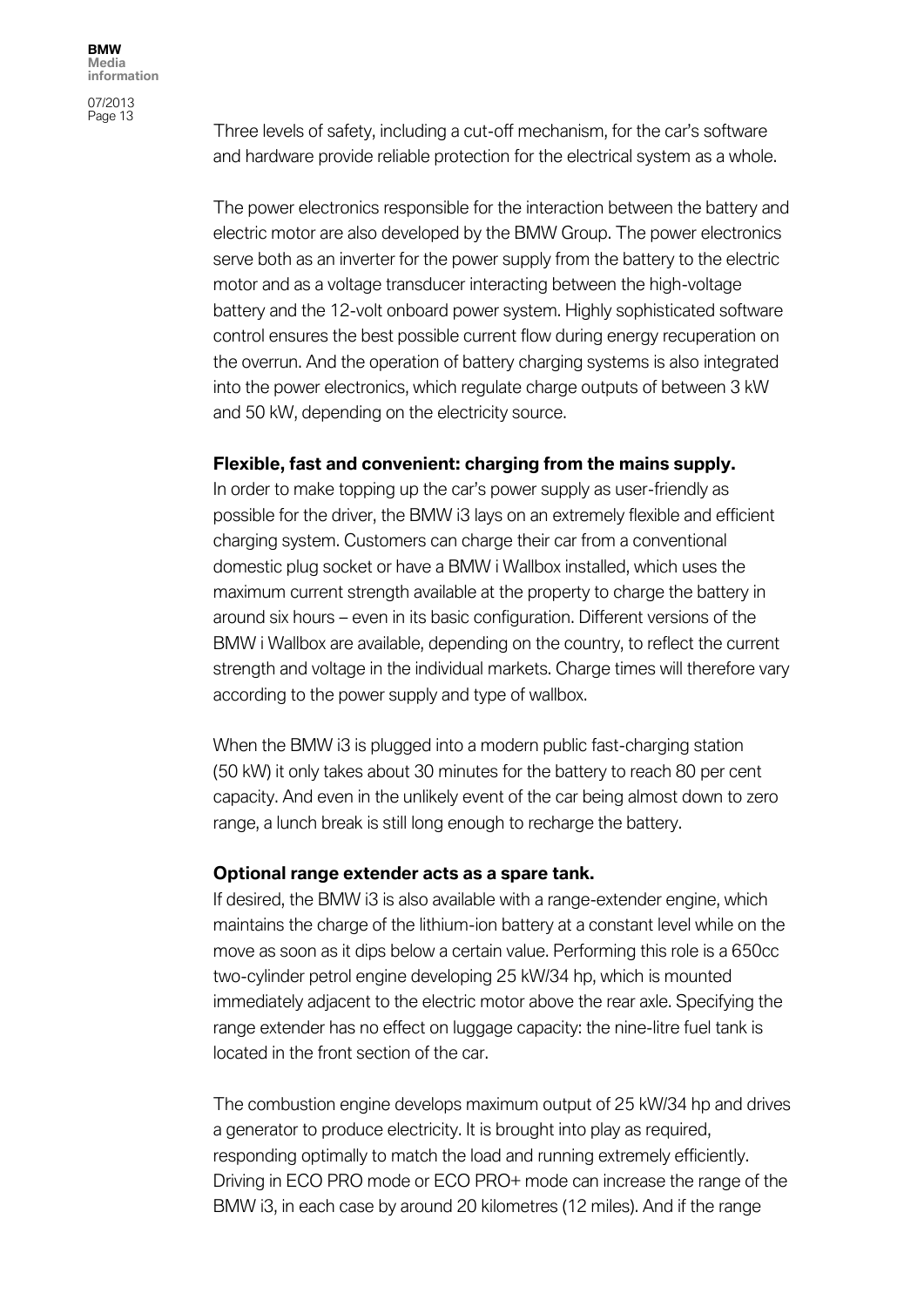Three levels of safety, including a cut-off mechanism, for the car's software and hardware provide reliable protection for the electrical system as a whole.

The power electronics responsible for the interaction between the battery and electric motor are also developed by the BMW Group. The power electronics serve both as an inverter for the power supply from the battery to the electric motor and as a voltage transducer interacting between the high-voltage battery and the 12-volt onboard power system. Highly sophisticated software control ensures the best possible current flow during energy recuperation on the overrun. And the operation of battery charging systems is also integrated into the power electronics, which regulate charge outputs of between 3 kW and 50 kW, depending on the electricity source.

**Flexible, fast and convenient: charging from the mains supply.**
In order to make topping up the car's power supply as user-friendly as possible for the driver, the BMW i3 lays on an extremely flexible and efficient charging system. Customers can charge their car from a conventional domestic plug socket or have a BMW i Wallbox installed, which uses the maximum current strength available at the property to charge the battery in around six hours – even in its basic configuration. Different versions of the BMW i Wallbox are available, depending on the country, to reflect the current strength and voltage in the individual markets. Charge times will therefore vary according to the power supply and type of wallbox.

When the BMW i3 is plugged into a modern public fast-charging station (50 kW) it only takes about 30 minutes for the battery to reach 80 per cent capacity. And even in the unlikely event of the car being almost down to zero range, a lunch break is still long enough to recharge the battery.

**Optional range extender acts as a spare tank.**
If desired, the BMW i3 is also available with a range-extender engine, which maintains the charge of the lithium-ion battery at a constant level while on the move as soon as it dips below a certain value. Performing this role is a 650cc two-cylinder petrol engine developing 25 kW/34 hp, which is mounted immediately adjacent to the electric motor above the rear axle. Specifying the range extender has no effect on luggage capacity: the nine-litre fuel tank is located in the front section of the car.

The combustion engine develops maximum output of 25 kW/34 hp and drives a generator to produce electricity. It is brought into play as required, responding optimally to match the load and running extremely efficiently. Driving in ECO PRO mode or ECO PRO+ mode can increase the range of the BMW i3, in each case by around 20 kilometres (12 miles). And if the range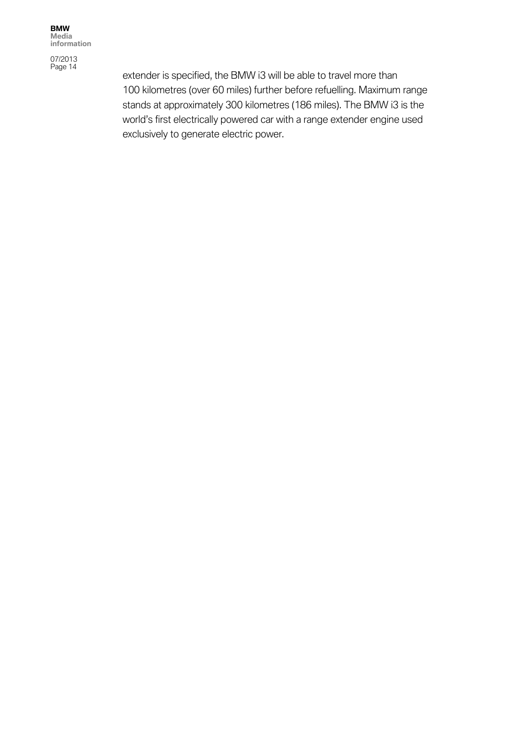extender is specified, the BMW i3 will be able to travel more than 100 kilometres (over 60 miles) further before refuelling. Maximum range stands at approximately 300 kilometres (186 miles). The BMW i3 is the world's first electrically powered car with a range extender engine used exclusively to generate electric power.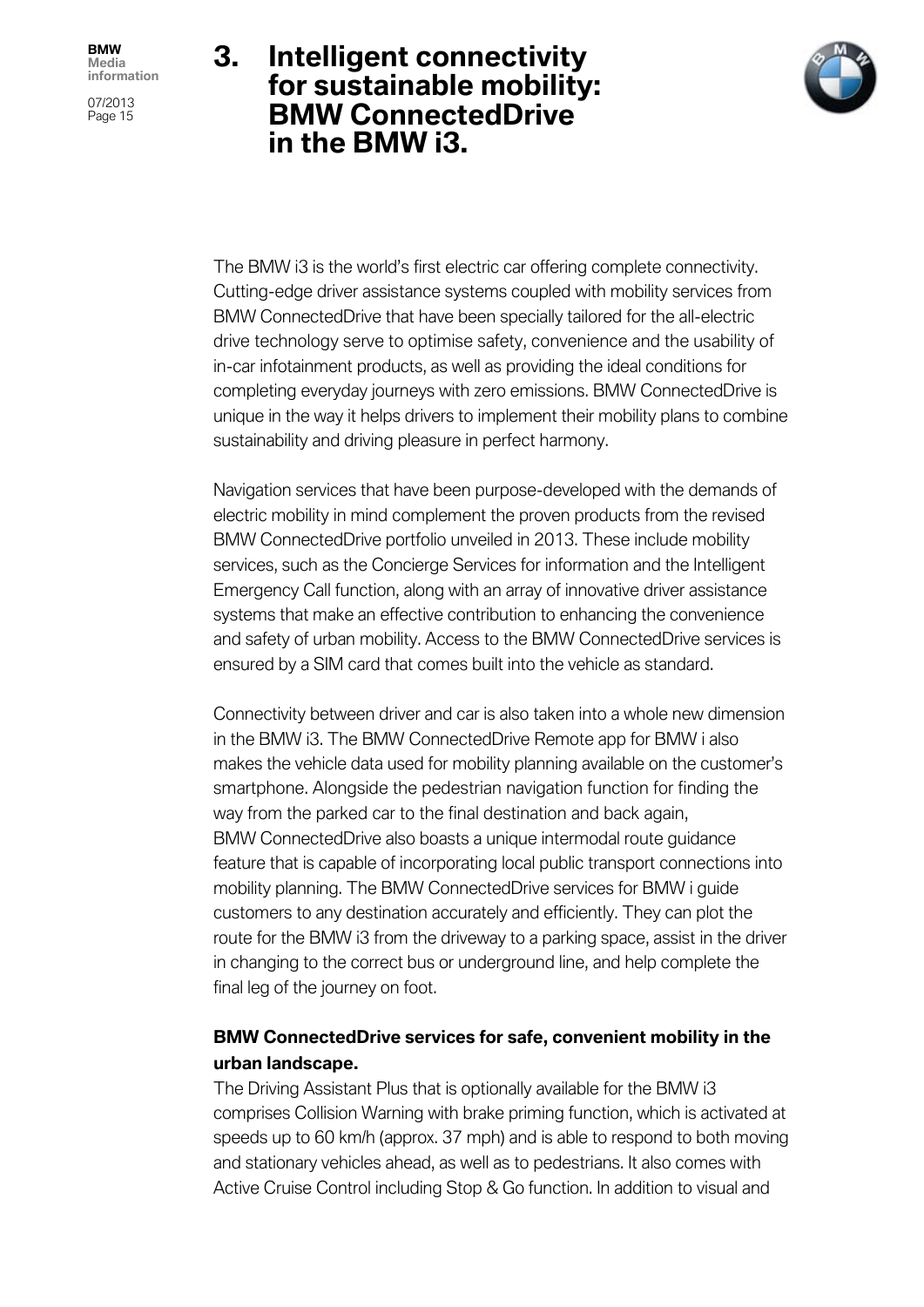# 3. Intelligent connectivity for sustainable mobility: BMW ConnectedDrive in the BMW i3.

The BMW i3 is the world's first electric car offering complete connectivity. Cutting-edge driver assistance systems coupled with mobility services from BMW ConnectedDrive that have been specially tailored for the all-electric drive technology serve to optimise safety, convenience and the usability of in-car infotainment products, as well as providing the ideal conditions for completing everyday journeys with zero emissions. BMW ConnectedDrive is unique in the way it helps drivers to implement their mobility plans to combine sustainability and driving pleasure in perfect harmony.

Navigation services that have been purpose-developed with the demands of electric mobility in mind complement the proven products from the revised BMW ConnectedDrive portfolio unveiled in 2013. These include mobility services, such as the Concierge Services for information and the Intelligent Emergency Call function, along with an array of innovative driver assistance systems that make an effective contribution to enhancing the convenience and safety of urban mobility. Access to the BMW ConnectedDrive services is ensured by a SIM card that comes built into the vehicle as standard.

Connectivity between driver and car is also taken into a whole new dimension in the BMW i3. The BMW ConnectedDrive Remote app for BMW i also makes the vehicle data used for mobility planning available on the customer's smartphone. Alongside the pedestrian navigation function for finding the way from the parked car to the final destination and back again, BMW ConnectedDrive also boasts a unique intermodal route guidance feature that is capable of incorporating local public transport connections into mobility planning. The BMW ConnectedDrive services for BMW i guide customers to any destination accurately and efficiently. They can plot the route for the BMW i3 from the driveway to a parking space, assist in the driver in changing to the correct bus or underground line, and help complete the final leg of the journey on foot.

**BMW ConnectedDrive services for safe, convenient mobility in the urban landscape.**

The Driving Assistant Plus that is optionally available for the BMW i3 comprises Collision Warning with brake priming function, which is activated at speeds up to 60 km/h (approx. 37 mph) and is able to respond to both moving and stationary vehicles ahead, as well as to pedestrians. It also comes with Active Cruise Control including Stop & Go function. In addition to visual and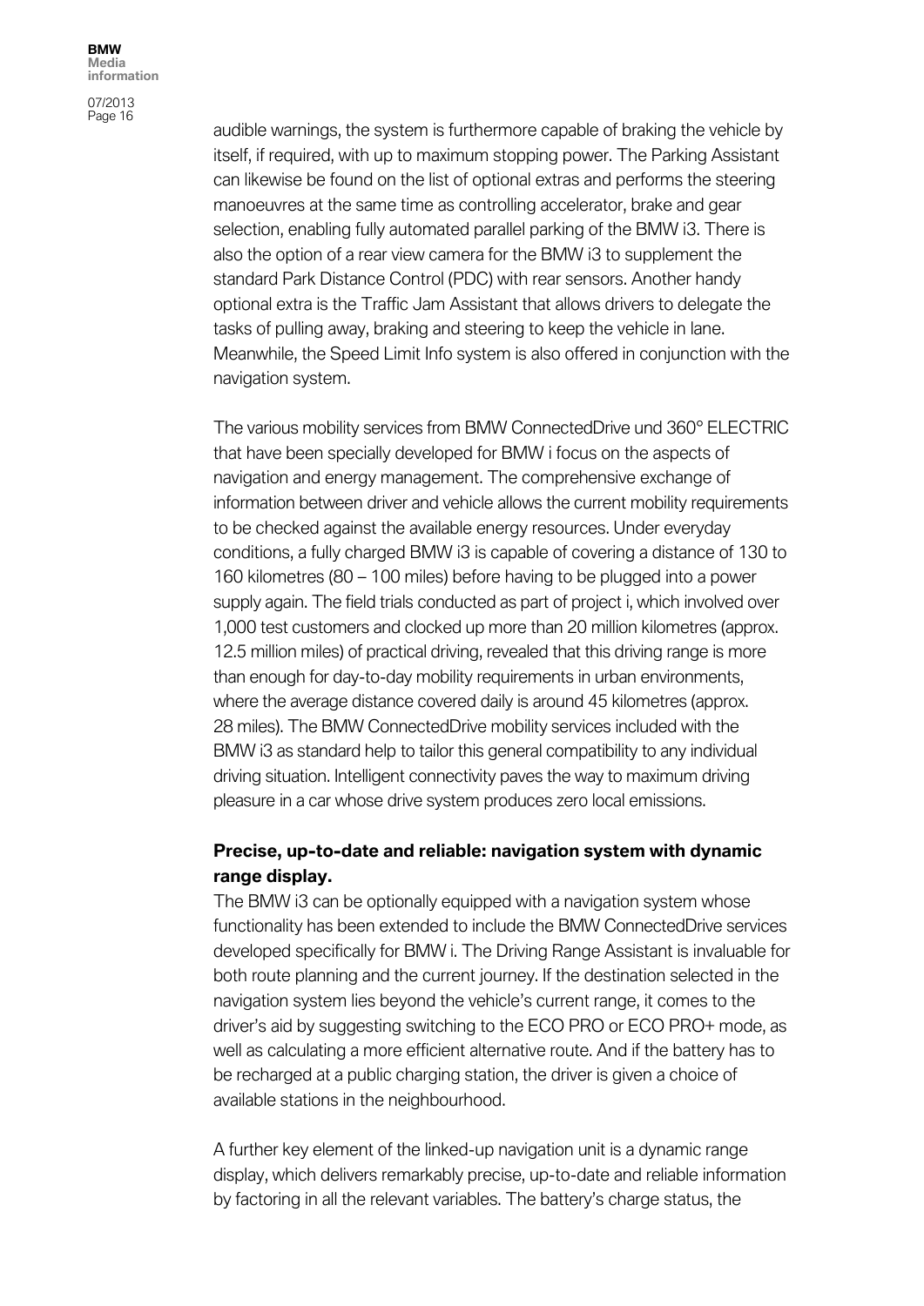audible warnings, the system is furthermore capable of braking the vehicle by itself, if required, with up to maximum stopping power. The Parking Assistant can likewise be found on the list of optional extras and performs the steering manoeuvres at the same time as controlling accelerator, brake and gear selection, enabling fully automated parallel parking of the BMW i3. There is also the option of a rear view camera for the BMW i3 to supplement the standard Park Distance Control (PDC) with rear sensors. Another handy optional extra is the Traffic Jam Assistant that allows drivers to delegate the tasks of pulling away, braking and steering to keep the vehicle in lane. Meanwhile, the Speed Limit Info system is also offered in conjunction with the navigation system.

The various mobility services from BMW ConnectedDrive und 360° ELECTRIC that have been specially developed for BMW i focus on the aspects of navigation and energy management. The comprehensive exchange of information between driver and vehicle allows the current mobility requirements to be checked against the available energy resources. Under everyday conditions, a fully charged BMW i3 is capable of covering a distance of 130 to 160 kilometres (80 – 100 miles) before having to be plugged into a power supply again. The field trials conducted as part of project i, which involved over 1,000 test customers and clocked up more than 20 million kilometres (approx. 12.5 million miles) of practical driving, revealed that this driving range is more than enough for day-to-day mobility requirements in urban environments, where the average distance covered daily is around 45 kilometres (approx. 28 miles). The BMW ConnectedDrive mobility services included with the BMW i3 as standard help to tailor this general compatibility to any individual driving situation. Intelligent connectivity paves the way to maximum driving pleasure in a car whose drive system produces zero local emissions.

**Precise, up-to-date and reliable: navigation system with dynamic range display.**

The BMW i3 can be optionally equipped with a navigation system whose functionality has been extended to include the BMW ConnectedDrive services developed specifically for BMW i. The Driving Range Assistant is invaluable for both route planning and the current journey. If the destination selected in the navigation system lies beyond the vehicle's current range, it comes to the driver's aid by suggesting switching to the ECO PRO or ECO PRO+ mode, as well as calculating a more efficient alternative route. And if the battery has to be recharged at a public charging station, the driver is given a choice of available stations in the neighbourhood.

A further key element of the linked-up navigation unit is a dynamic range display, which delivers remarkably precise, up-to-date and reliable information by factoring in all the relevant variables. The battery's charge status, the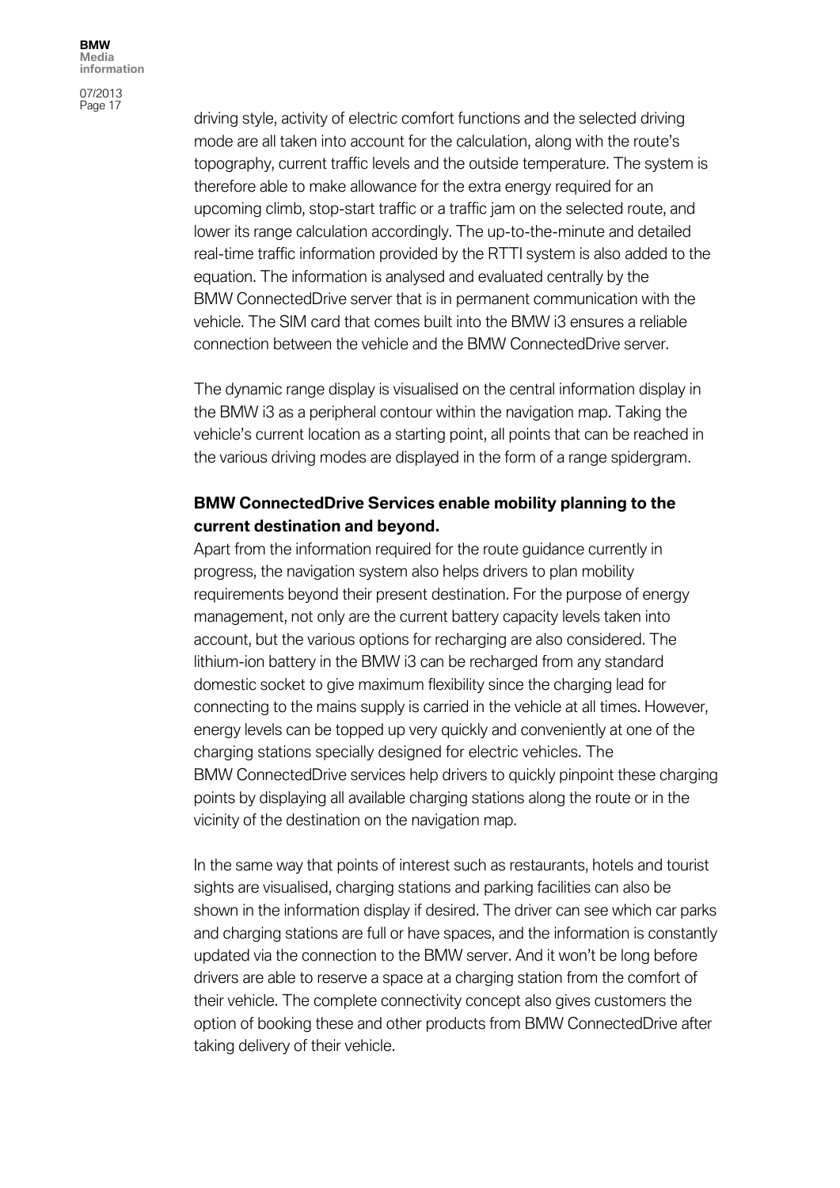driving style, activity of electric comfort functions and the selected driving mode are all taken into account for the calculation, along with the route's topography, current traffic levels and the outside temperature. The system is therefore able to make allowance for the extra energy required for an upcoming climb, stop-start traffic or a traffic jam on the selected route, and lower its range calculation accordingly. The up-to-the-minute and detailed real-time traffic information provided by the RTTI system is also added to the equation. The information is analysed and evaluated centrally by the BMW ConnectedDrive server that is in permanent communication with the vehicle. The SIM card that comes built into the BMW i3 ensures a reliable connection between the vehicle and the BMW ConnectedDrive server.

The dynamic range display is visualised on the central information display in the BMW i3 as a peripheral contour within the navigation map. Taking the vehicle's current location as a starting point, all points that can be reached in the various driving modes are displayed in the form of a range spidergram.

**BMW ConnectedDrive Services enable mobility planning to the current destination and beyond.**

Apart from the information required for the route guidance currently in progress, the navigation system also helps drivers to plan mobility requirements beyond their present destination. For the purpose of energy management, not only are the current battery capacity levels taken into account, but the various options for recharging are also considered. The lithium-ion battery in the BMW i3 can be recharged from any standard domestic socket to give maximum flexibility since the charging lead for connecting to the mains supply is carried in the vehicle at all times. However, energy levels can be topped up very quickly and conveniently at one of the charging stations specially designed for electric vehicles. The BMW ConnectedDrive services help drivers to quickly pinpoint these charging points by displaying all available charging stations along the route or in the vicinity of the destination on the navigation map.

In the same way that points of interest such as restaurants, hotels and tourist sights are visualised, charging stations and parking facilities can also be shown in the information display if desired. The driver can see which car parks and charging stations are full or have spaces, and the information is constantly updated via the connection to the BMW server. And it won't be long before drivers are able to reserve a space at a charging station from the comfort of their vehicle. The complete connectivity concept also gives customers the option of booking these and other products from BMW ConnectedDrive after taking delivery of their vehicle.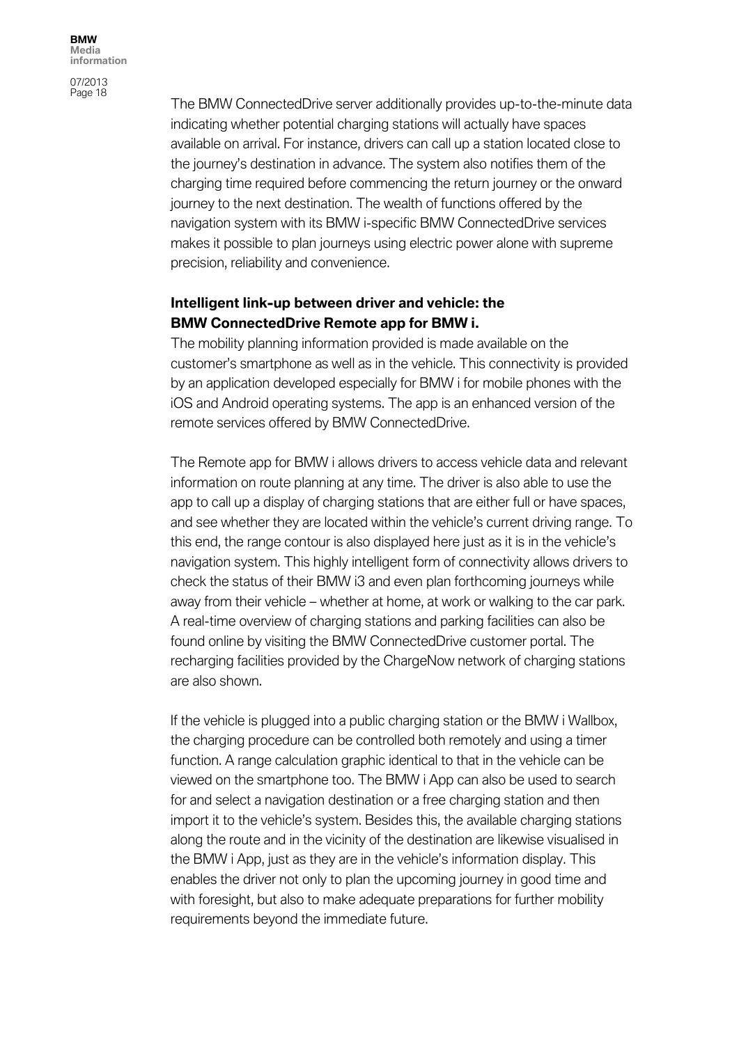The BMW ConnectedDrive server additionally provides up-to-the-minute data indicating whether potential charging stations will actually have spaces available on arrival. For instance, drivers can call up a station located close to the journey's destination in advance. The system also notifies them of the charging time required before commencing the return journey or the onward journey to the next destination. The wealth of functions offered by the navigation system with its BMW i-specific BMW ConnectedDrive services makes it possible to plan journeys using electric power alone with supreme precision, reliability and convenience.

**Intelligent link-up between driver and vehicle: the BMW ConnectedDrive Remote app for BMW i.**

The mobility planning information provided is made available on the customer's smartphone as well as in the vehicle. This connectivity is provided by an application developed especially for BMW i for mobile phones with the iOS and Android operating systems. The app is an enhanced version of the remote services offered by BMW ConnectedDrive.

The Remote app for BMW i allows drivers to access vehicle data and relevant information on route planning at any time. The driver is also able to use the app to call up a display of charging stations that are either full or have spaces, and see whether they are located within the vehicle's current driving range. To this end, the range contour is also displayed here just as it is in the vehicle's navigation system. This highly intelligent form of connectivity allows drivers to check the status of their BMW i3 and even plan forthcoming journeys while away from their vehicle – whether at home, at work or walking to the car park. A real-time overview of charging stations and parking facilities can also be found online by visiting the BMW ConnectedDrive customer portal. The recharging facilities provided by the ChargeNow network of charging stations are also shown.

If the vehicle is plugged into a public charging station or the BMW i Wallbox, the charging procedure can be controlled both remotely and using a timer function. A range calculation graphic identical to that in the vehicle can be viewed on the smartphone too. The BMW i App can also be used to search for and select a navigation destination or a free charging station and then import it to the vehicle's system. Besides this, the available charging stations along the route and in the vicinity of the destination are likewise visualised in the BMW i App, just as they are in the vehicle's information display. This enables the driver not only to plan the upcoming journey in good time and with foresight, but also to make adequate preparations for further mobility requirements beyond the immediate future.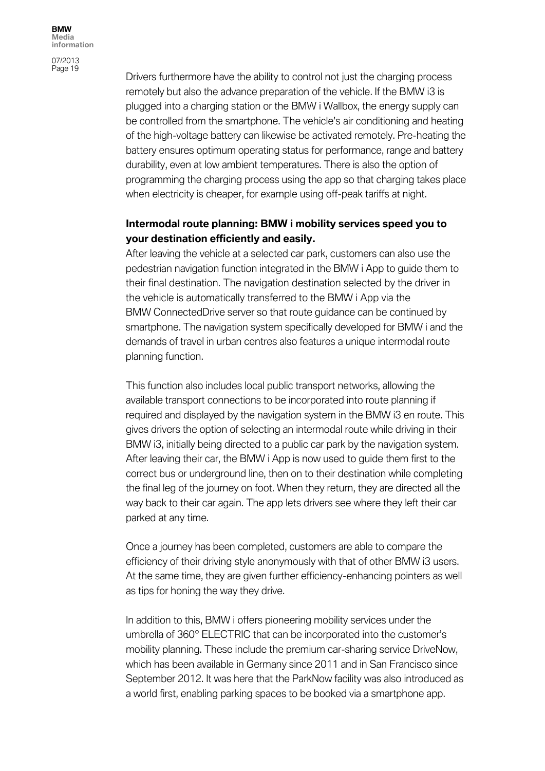Drivers furthermore have the ability to control not just the charging process remotely but also the advance preparation of the vehicle. If the BMW i3 is plugged into a charging station or the BMW i Wallbox, the energy supply can be controlled from the smartphone. The vehicle's air conditioning and heating of the high-voltage battery can likewise be activated remotely. Pre-heating the battery ensures optimum operating status for performance, range and battery durability, even at low ambient temperatures. There is also the option of programming the charging process using the app so that charging takes place when electricity is cheaper, for example using off-peak tariffs at night.

**Intermodal route planning: BMW i mobility services speed you to your destination efficiently and easily.**

After leaving the vehicle at a selected car park, customers can also use the pedestrian navigation function integrated in the BMW i App to guide them to their final destination. The navigation destination selected by the driver in the vehicle is automatically transferred to the BMW i App via the BMW ConnectedDrive server so that route guidance can be continued by smartphone. The navigation system specifically developed for BMW i and the demands of travel in urban centres also features a unique intermodal route planning function.

This function also includes local public transport networks, allowing the available transport connections to be incorporated into route planning if required and displayed by the navigation system in the BMW i3 en route. This gives drivers the option of selecting an intermodal route while driving in their BMW i3, initially being directed to a public car park by the navigation system. After leaving their car, the BMW i App is now used to guide them first to the correct bus or underground line, then on to their destination while completing the final leg of the journey on foot. When they return, they are directed all the way back to their car again. The app lets drivers see where they left their car parked at any time.

Once a journey has been completed, customers are able to compare the efficiency of their driving style anonymously with that of other BMW i3 users. At the same time, they are given further efficiency-enhancing pointers as well as tips for honing the way they drive.

In addition to this, BMW i offers pioneering mobility services under the umbrella of 360° ELECTRIC that can be incorporated into the customer's mobility planning. These include the premium car-sharing service DriveNow, which has been available in Germany since 2011 and in San Francisco since September 2012. It was here that the ParkNow facility was also introduced as a world first, enabling parking spaces to be booked via a smartphone app.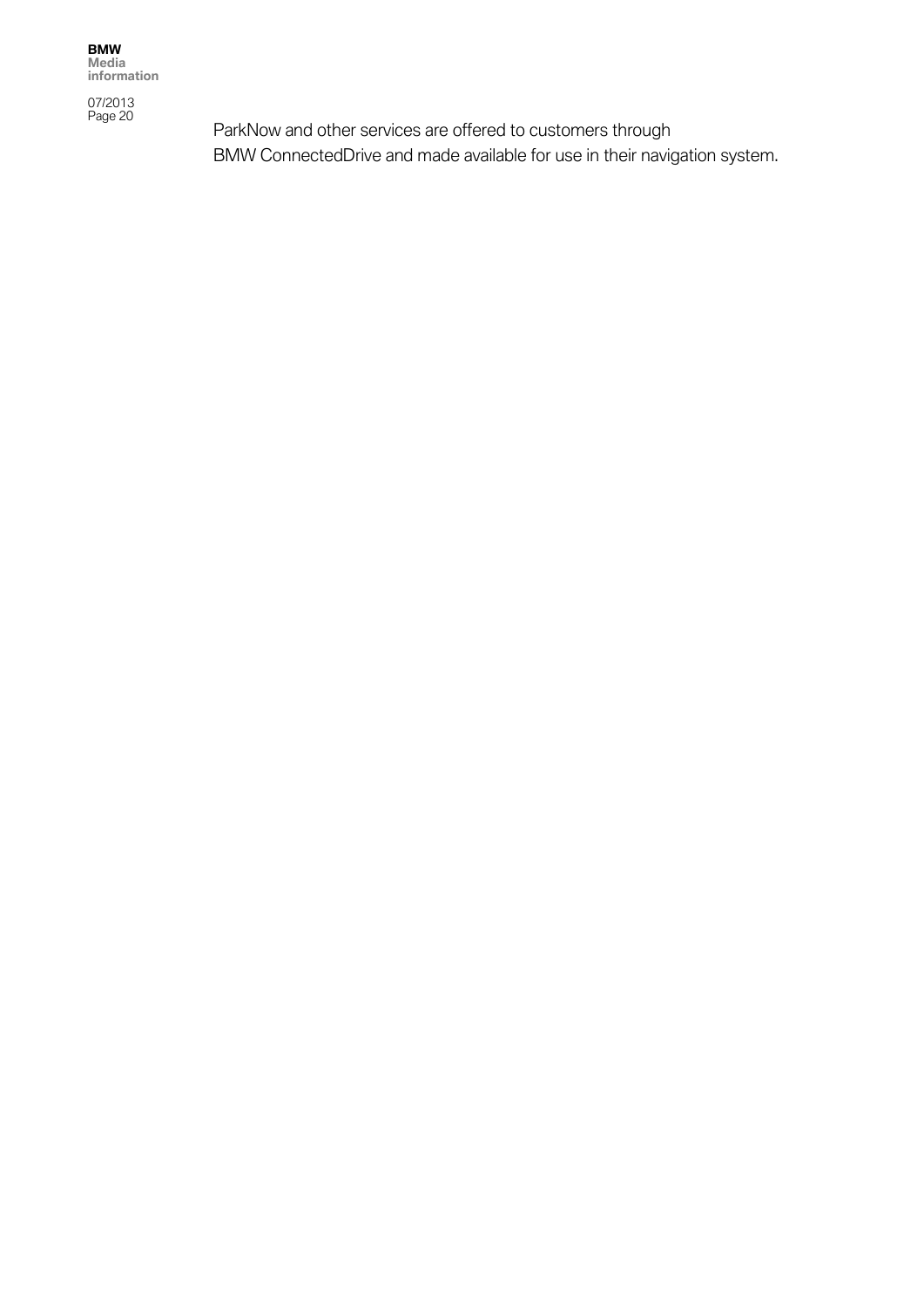ParkNow and other services are offered to customers through BMW ConnectedDrive and made available for use in their navigation system.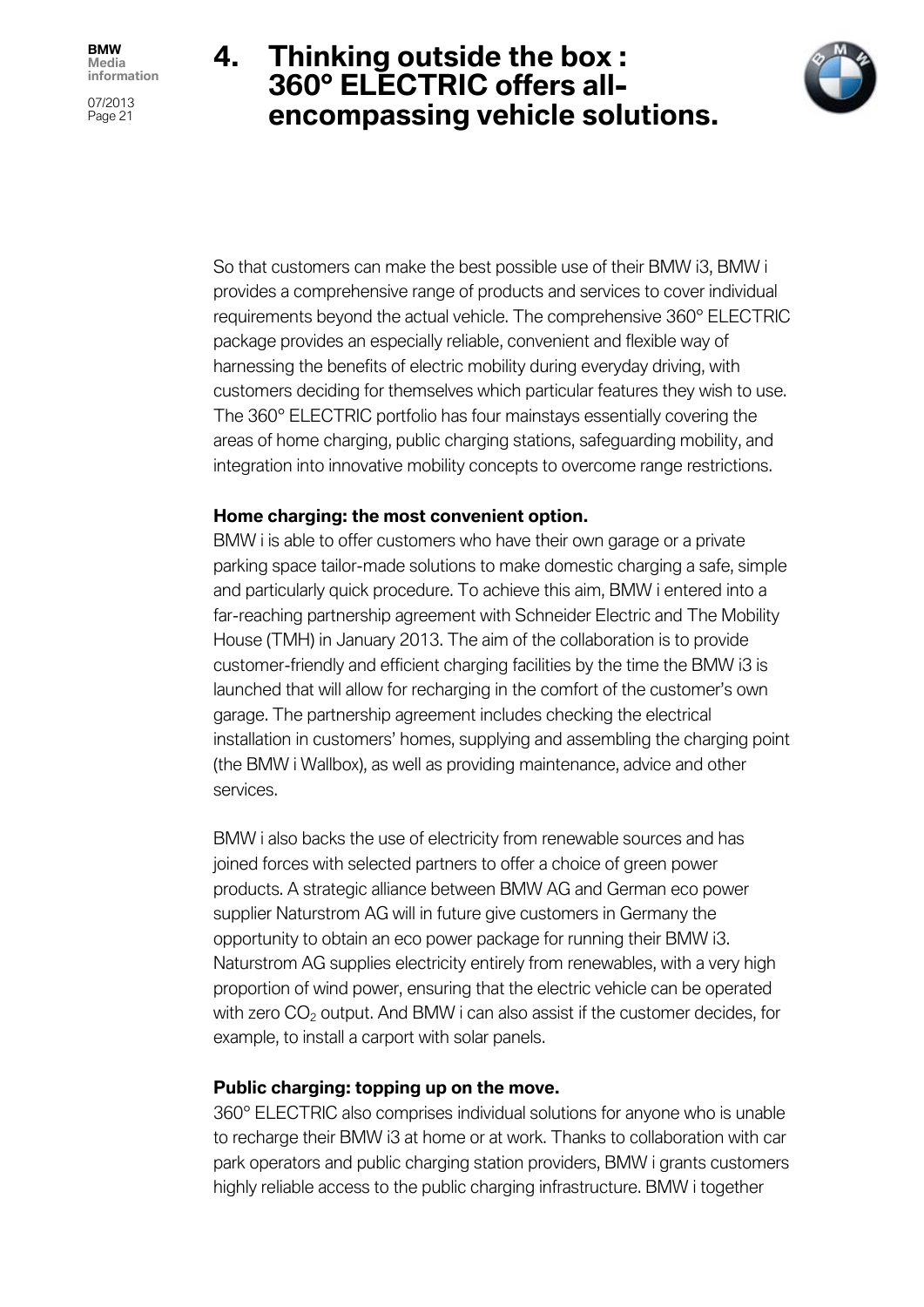# 4. Thinking outside the box : 360° ELECTRIC offers all-encompassing vehicle solutions.

So that customers can make the best possible use of their BMW i3, BMW i provides a comprehensive range of products and services to cover individual requirements beyond the actual vehicle. The comprehensive 360° ELECTRIC package provides an especially reliable, convenient and flexible way of harnessing the benefits of electric mobility during everyday driving, with customers deciding for themselves which particular features they wish to use. The 360° ELECTRIC portfolio has four mainstays essentially covering the areas of home charging, public charging stations, safeguarding mobility, and integration into innovative mobility concepts to overcome range restrictions.

**Home charging: the most convenient option.**
BMW i is able to offer customers who have their own garage or a private parking space tailor-made solutions to make domestic charging a safe, simple and particularly quick procedure. To achieve this aim, BMW i entered into a far-reaching partnership agreement with Schneider Electric and The Mobility House (TMH) in January 2013. The aim of the collaboration is to provide customer-friendly and efficient charging facilities by the time the BMW i3 is launched that will allow for recharging in the comfort of the customer's own garage. The partnership agreement includes checking the electrical installation in customers' homes, supplying and assembling the charging point (the BMW i Wallbox), as well as providing maintenance, advice and other services.

BMW i also backs the use of electricity from renewable sources and has joined forces with selected partners to offer a choice of green power products. A strategic alliance between BMW AG and German eco power supplier Naturstrom AG will in future give customers in Germany the opportunity to obtain an eco power package for running their BMW i3. Naturstrom AG supplies electricity entirely from renewables, with a very high proportion of wind power, ensuring that the electric vehicle can be operated with zero $CO_2$ output. And BMW i can also assist if the customer decides, for example, to install a carport with solar panels.

**Public charging: topping up on the move.**
360° ELECTRIC also comprises individual solutions for anyone who is unable to recharge their BMW i3 at home or at work. Thanks to collaboration with car park operators and public charging station providers, BMW i grants customers highly reliable access to the public charging infrastructure. BMW i together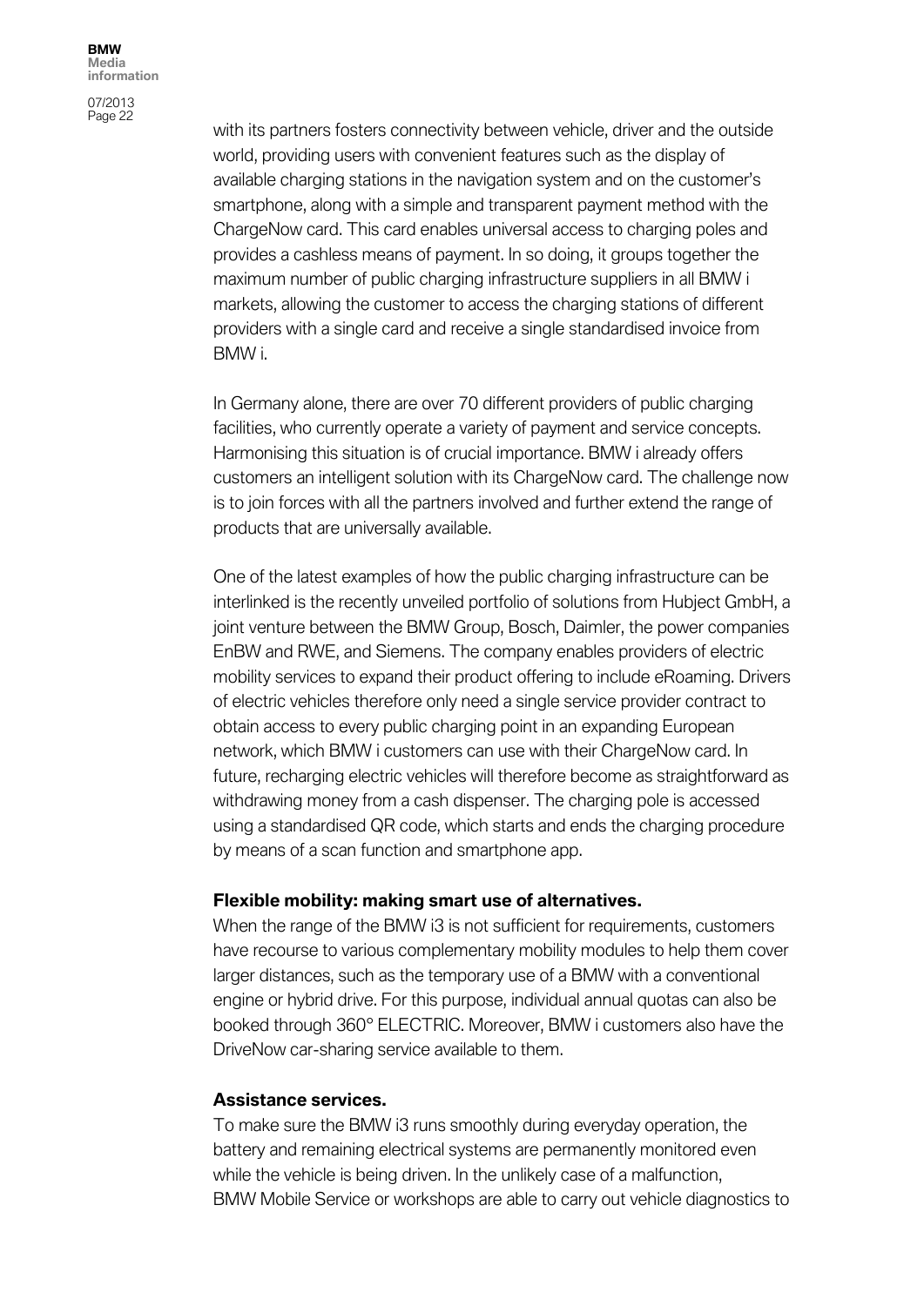with its partners fosters connectivity between vehicle, driver and the outside world, providing users with convenient features such as the display of available charging stations in the navigation system and on the customer's smartphone, along with a simple and transparent payment method with the ChargeNow card. This card enables universal access to charging poles and provides a cashless means of payment. In so doing, it groups together the maximum number of public charging infrastructure suppliers in all BMW i markets, allowing the customer to access the charging stations of different providers with a single card and receive a single standardised invoice from BMW i.

In Germany alone, there are over 70 different providers of public charging facilities, who currently operate a variety of payment and service concepts. Harmonising this situation is of crucial importance. BMW i already offers customers an intelligent solution with its ChargeNow card. The challenge now is to join forces with all the partners involved and further extend the range of products that are universally available.

One of the latest examples of how the public charging infrastructure can be interlinked is the recently unveiled portfolio of solutions from Hubject GmbH, a joint venture between the BMW Group, Bosch, Daimler, the power companies EnBW and RWE, and Siemens. The company enables providers of electric mobility services to expand their product offering to include eRoaming. Drivers of electric vehicles therefore only need a single service provider contract to obtain access to every public charging point in an expanding European network, which BMW i customers can use with their ChargeNow card. In future, recharging electric vehicles will therefore become as straightforward as withdrawing money from a cash dispenser. The charging pole is accessed using a standardised QR code, which starts and ends the charging procedure by means of a scan function and smartphone app.

**Flexible mobility: making smart use of alternatives.**

When the range of the BMW i3 is not sufficient for requirements, customers have recourse to various complementary mobility modules to help them cover larger distances, such as the temporary use of a BMW with a conventional engine or hybrid drive. For this purpose, individual annual quotas can also be booked through 360° ELECTRIC. Moreover, BMW i customers also have the DriveNow car-sharing service available to them.

**Assistance services.**

To make sure the BMW i3 runs smoothly during everyday operation, the battery and remaining electrical systems are permanently monitored even while the vehicle is being driven. In the unlikely case of a malfunction, BMW Mobile Service or workshops are able to carry out vehicle diagnostics to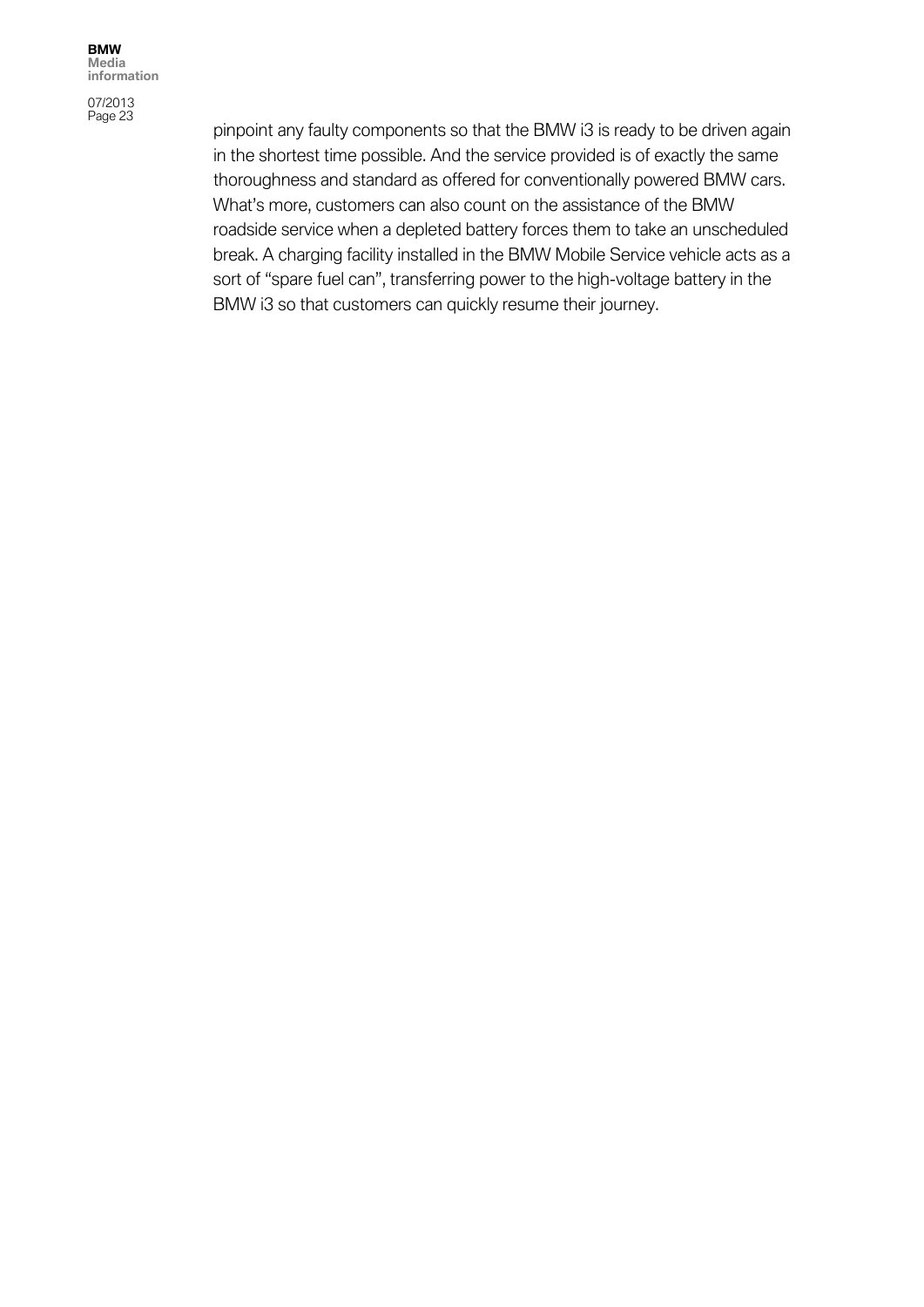pinpoint any faulty components so that the BMW i3 is ready to be driven again in the shortest time possible. And the service provided is of exactly the same thoroughness and standard as offered for conventionally powered BMW cars. What's more, customers can also count on the assistance of the BMW roadside service when a depleted battery forces them to take an unscheduled break. A charging facility installed in the BMW Mobile Service vehicle acts as a sort of "spare fuel can", transferring power to the high-voltage battery in the BMW i3 so that customers can quickly resume their journey.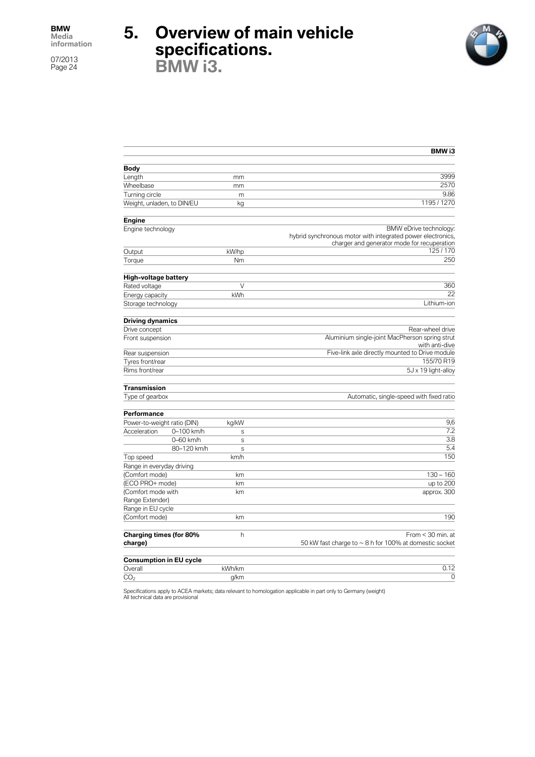# 5. Overview of main vehicle specifications.

## BMW i3.

| | | BMW i3 |
|---|---|---|
| **Body** | | |
| Length | mm | 3999 |
| Wheelbase | mm | 2570 |
| Turning circle | m | 9.86 |
| Weight, unladen, to DIN/EU | kg | 1195 / 1270 |
| **Engine** | | |
| Engine technology | | BMW eDrive technology: hybrid synchronous motor with integrated power electronics, charger and generator mode for recuperation |
| Output | kW/hp | 125 / 170 |
| Torque | Nm | 250 |
| **High-voltage battery** | | |
| Rated voltage | V | 360 |
| Energy capacity | kWh | 22 |
| Storage technology | | Lithium-ion |
| **Driving dynamics** | | |
| Drive concept | | Rear-wheel drive |
| Front suspension | | Aluminium single-joint MacPherson spring strut with anti-dive |
| Rear suspension | | Five-link axle directly mounted to Drive module |
| Tyres front/rear | | 155/70 R19 |
| Rims front/rear | | 5J x 19 light-alloy |
| **Transmission** | | |
| Type of gearbox | | Automatic, single-speed with fixed ratio |
| **Performance** | | |
| Power-to-weight ratio (DIN) | kg/kW | 9,6 |
| Acceleration 0–100 km/h | s | 7.2 |
| 0–60 km/h | s | 3.8 |
| 80–120 km/h | s | 5.4 |
| Top speed | km/h | 150 |
| Range in everyday driving | | |
| (Comfort mode) | km | 130 – 160 |
| (ECO PRO+ mode) | km | up to 200 |
| (Comfort mode with Range Extender) | km | approx. 300 |
| Range in EU cycle | | |
| (Comfort mode) | km | 190 |
| **Charging times (for 80% charge)** | h | From < 30 min. at 50 kW fast charge to ~ 8 h for 100% at domestic socket |
| **Consumption in EU cycle** | | |
| Overall | kWh/km | 0.12 |
| $CO_2$ | g/km | 0 |

Specifications apply to ACEA markets; data relevant to homologation applicable in part only to Germany (weight)
All technical data are provisional